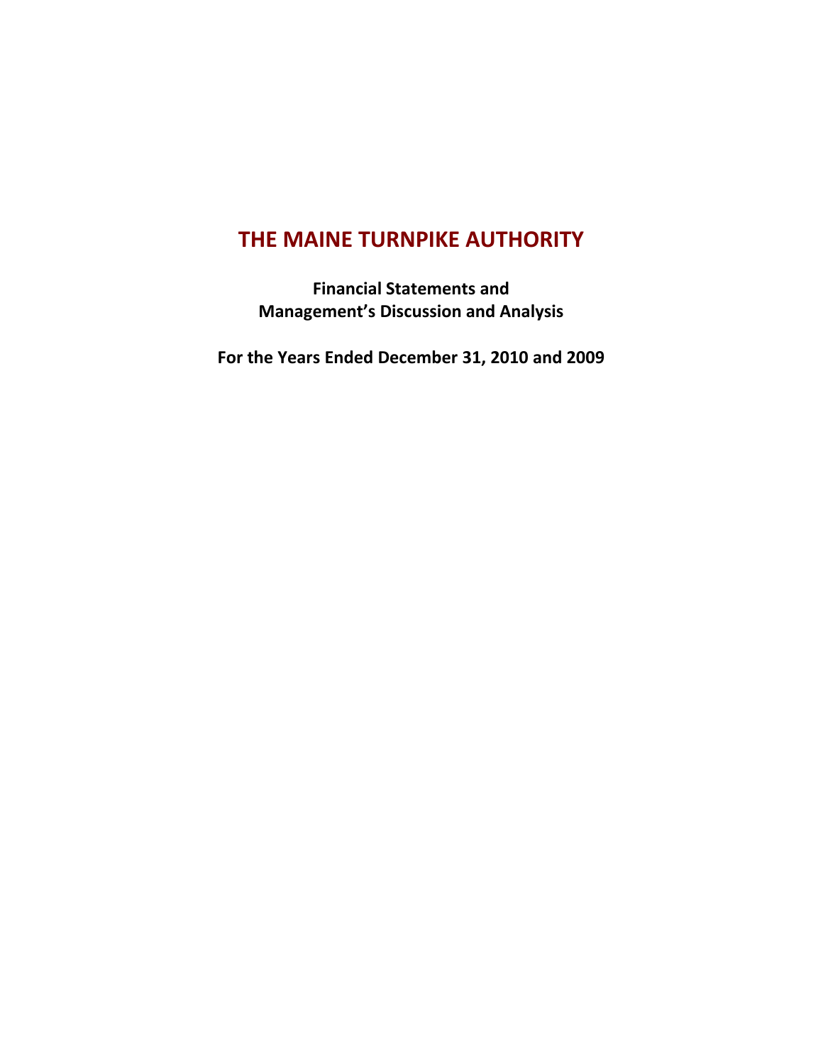# THE MAINE TURNPIKE AUTHORITY

**Financial Statements and**
**Management's Discussion and Analysis**

**For the Years Ended December 31, 2010 and 2009**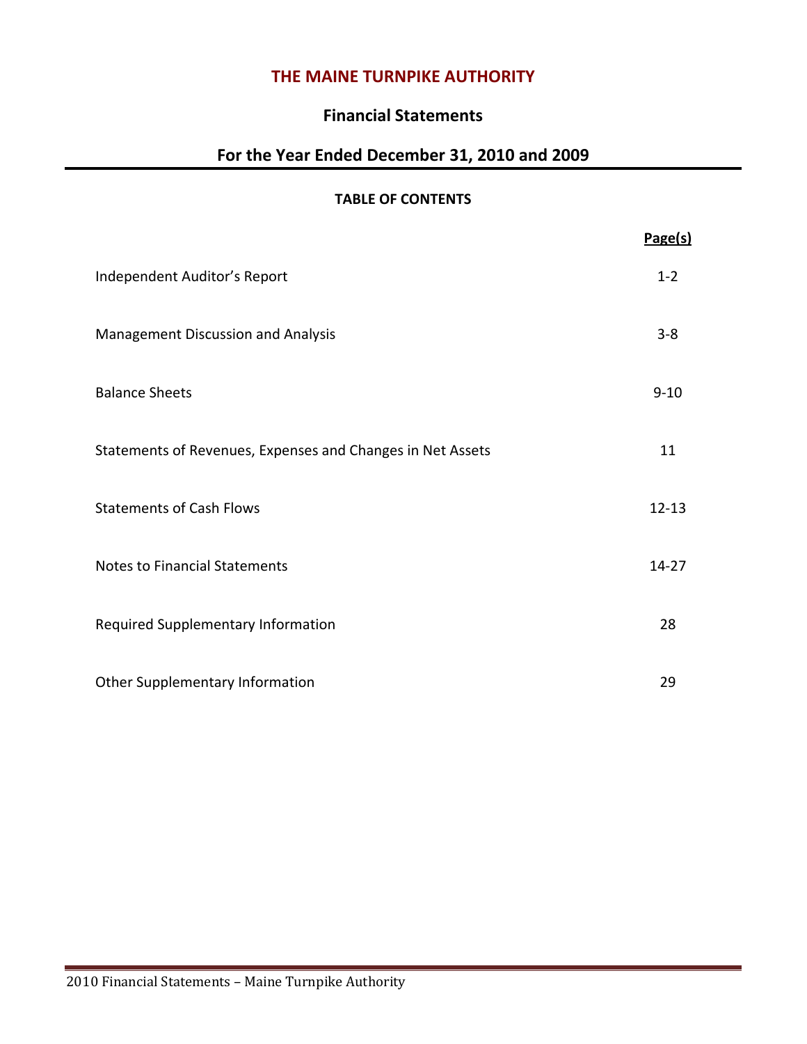# THE MAINE TURNPIKE AUTHORITY

## Financial Statements

## For the Year Ended December 31, 2010 and 2009

### TABLE OF CONTENTS

| | Page(s) |
|---|---|
| Independent Auditor's Report | 1-2 |
| Management Discussion and Analysis | 3-8 |
| Balance Sheets | 9-10 |
| Statements of Revenues, Expenses and Changes in Net Assets | 11 |
| Statements of Cash Flows | 12-13 |
| Notes to Financial Statements | 14-27 |
| Required Supplementary Information | 28 |
| Other Supplementary Information | 29 |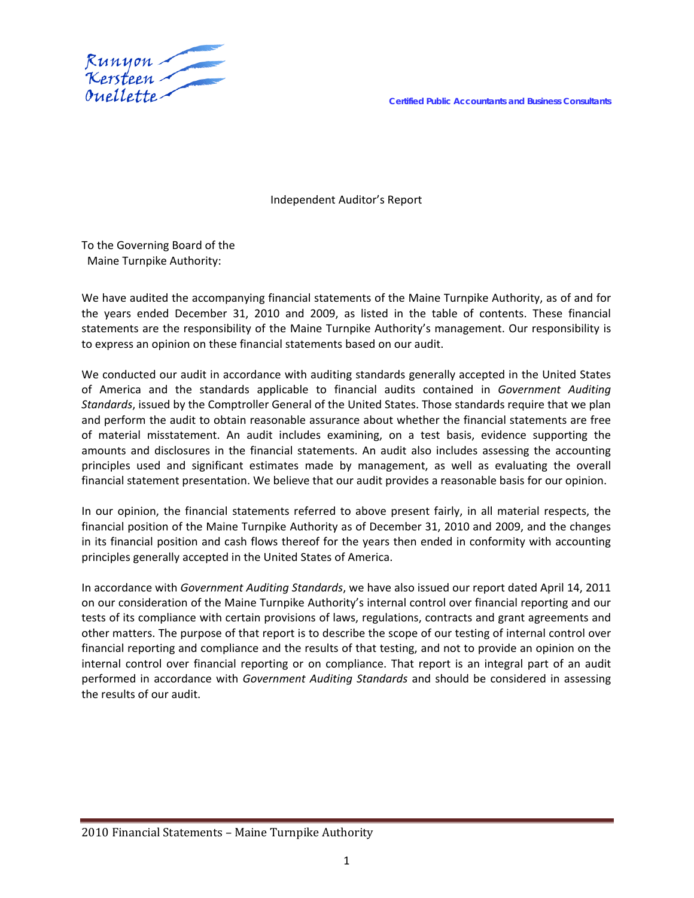Runyon Kersteen Ouellette

**Certified Public Accountants and Business Consultants**

# Independent Auditor's Report

To the Governing Board of the
Maine Turnpike Authority:

We have audited the accompanying financial statements of the Maine Turnpike Authority, as of and for the years ended December 31, 2010 and 2009, as listed in the table of contents. These financial statements are the responsibility of the Maine Turnpike Authority's management. Our responsibility is to express an opinion on these financial statements based on our audit.

We conducted our audit in accordance with auditing standards generally accepted in the United States of America and the standards applicable to financial audits contained in *Government Auditing Standards*, issued by the Comptroller General of the United States. Those standards require that we plan and perform the audit to obtain reasonable assurance about whether the financial statements are free of material misstatement. An audit includes examining, on a test basis, evidence supporting the amounts and disclosures in the financial statements. An audit also includes assessing the accounting principles used and significant estimates made by management, as well as evaluating the overall financial statement presentation. We believe that our audit provides a reasonable basis for our opinion.

In our opinion, the financial statements referred to above present fairly, in all material respects, the financial position of the Maine Turnpike Authority as of December 31, 2010 and 2009, and the changes in its financial position and cash flows thereof for the years then ended in conformity with accounting principles generally accepted in the United States of America.

In accordance with *Government Auditing Standards*, we have also issued our report dated April 14, 2011 on our consideration of the Maine Turnpike Authority's internal control over financial reporting and our tests of its compliance with certain provisions of laws, regulations, contracts and grant agreements and other matters. The purpose of that report is to describe the scope of our testing of internal control over financial reporting and compliance and the results of that testing, and not to provide an opinion on the internal control over financial reporting or on compliance. That report is an integral part of an audit performed in accordance with *Government Auditing Standards* and should be considered in assessing the results of our audit.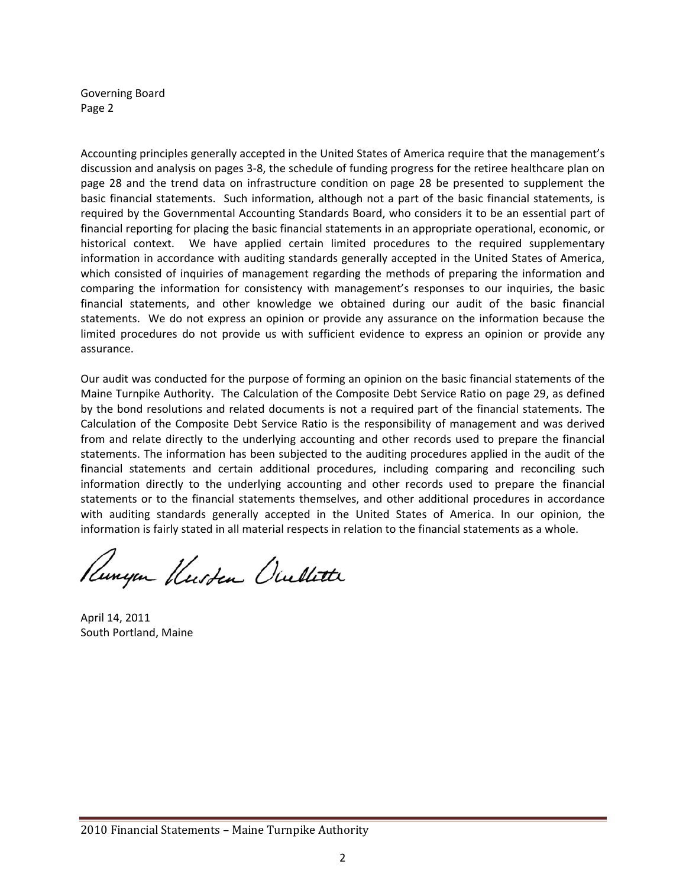Governing Board
Page 2

Accounting principles generally accepted in the United States of America require that the management's discussion and analysis on pages 3-8, the schedule of funding progress for the retiree healthcare plan on page 28 and the trend data on infrastructure condition on page 28 be presented to supplement the basic financial statements. Such information, although not a part of the basic financial statements, is required by the Governmental Accounting Standards Board, who considers it to be an essential part of financial reporting for placing the basic financial statements in an appropriate operational, economic, or historical context. We have applied certain limited procedures to the required supplementary information in accordance with auditing standards generally accepted in the United States of America, which consisted of inquiries of management regarding the methods of preparing the information and comparing the information for consistency with management's responses to our inquiries, the basic financial statements, and other knowledge we obtained during our audit of the basic financial statements. We do not express an opinion or provide any assurance on the information because the limited procedures do not provide us with sufficient evidence to express an opinion or provide any assurance.

Our audit was conducted for the purpose of forming an opinion on the basic financial statements of the Maine Turnpike Authority. The Calculation of the Composite Debt Service Ratio on page 29, as defined by the bond resolutions and related documents is not a required part of the financial statements. The Calculation of the Composite Debt Service Ratio is the responsibility of management and was derived from and relate directly to the underlying accounting and other records used to prepare the financial statements. The information has been subjected to the auditing procedures applied in the audit of the financial statements and certain additional procedures, including comparing and reconciling such information directly to the underlying accounting and other records used to prepare the financial statements or to the financial statements themselves, and other additional procedures in accordance with auditing standards generally accepted in the United States of America. In our opinion, the information is fairly stated in all material respects in relation to the financial statements as a whole.

Runyon Kersteen Ouellette

April 14, 2011
South Portland, Maine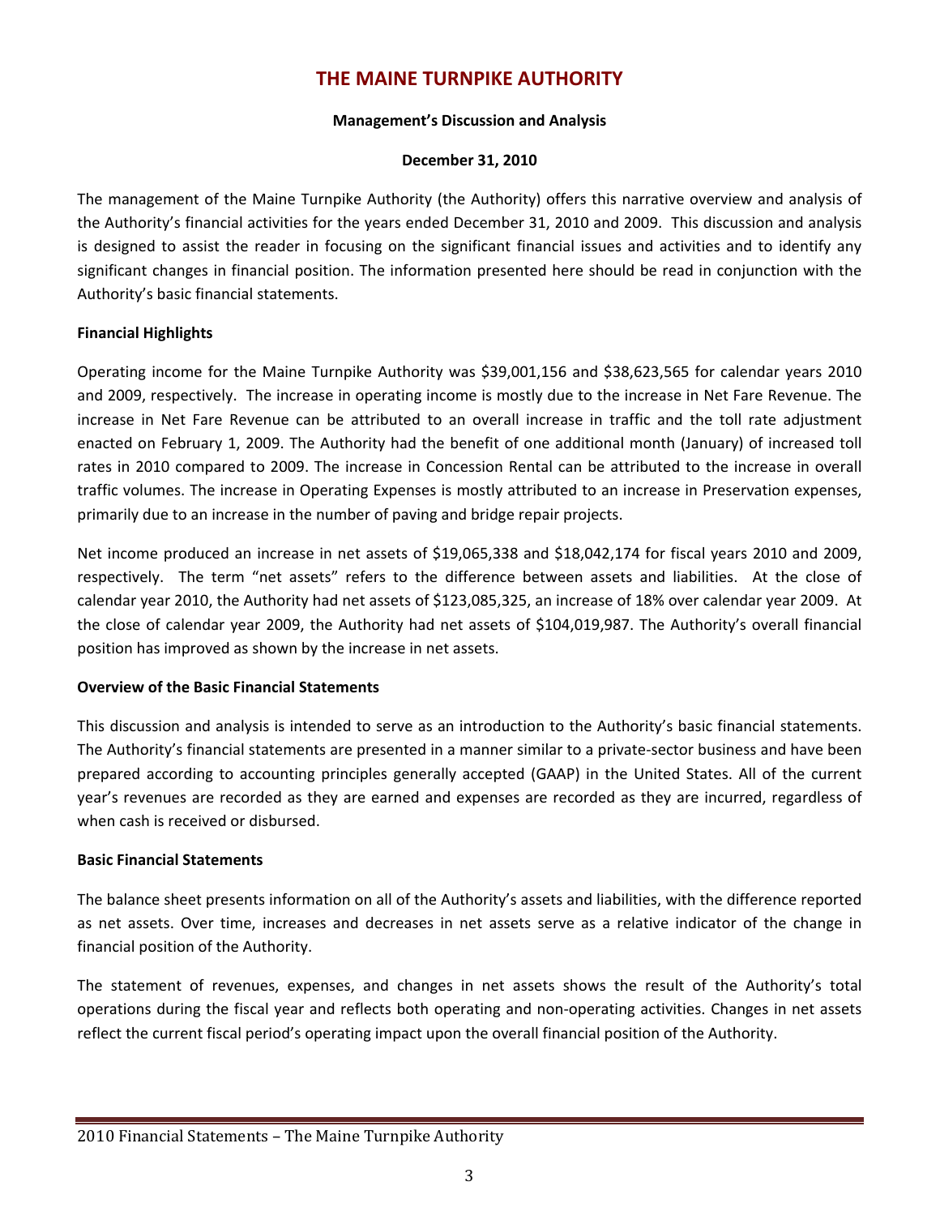# THE MAINE TURNPIKE AUTHORITY

**Management's Discussion and Analysis**

**December 31, 2010**

The management of the Maine Turnpike Authority (the Authority) offers this narrative overview and analysis of the Authority's financial activities for the years ended December 31, 2010 and 2009. This discussion and analysis is designed to assist the reader in focusing on the significant financial issues and activities and to identify any significant changes in financial position. The information presented here should be read in conjunction with the Authority's basic financial statements.

**Financial Highlights**

Operating income for the Maine Turnpike Authority was $39,001,156 and $38,623,565 for calendar years 2010 and 2009, respectively. The increase in operating income is mostly due to the increase in Net Fare Revenue. The increase in Net Fare Revenue can be attributed to an overall increase in traffic and the toll rate adjustment enacted on February 1, 2009. The Authority had the benefit of one additional month (January) of increased toll rates in 2010 compared to 2009. The increase in Concession Rental can be attributed to the increase in overall traffic volumes. The increase in Operating Expenses is mostly attributed to an increase in Preservation expenses, primarily due to an increase in the number of paving and bridge repair projects.

Net income produced an increase in net assets of $19,065,338 and $18,042,174 for fiscal years 2010 and 2009, respectively. The term "net assets" refers to the difference between assets and liabilities. At the close of calendar year 2010, the Authority had net assets of $123,085,325, an increase of 18% over calendar year 2009. At the close of calendar year 2009, the Authority had net assets of $104,019,987. The Authority's overall financial position has improved as shown by the increase in net assets.

**Overview of the Basic Financial Statements**

This discussion and analysis is intended to serve as an introduction to the Authority's basic financial statements. The Authority's financial statements are presented in a manner similar to a private-sector business and have been prepared according to accounting principles generally accepted (GAAP) in the United States. All of the current year's revenues are recorded as they are earned and expenses are recorded as they are incurred, regardless of when cash is received or disbursed.

**Basic Financial Statements**

The balance sheet presents information on all of the Authority's assets and liabilities, with the difference reported as net assets. Over time, increases and decreases in net assets serve as a relative indicator of the change in financial position of the Authority.

The statement of revenues, expenses, and changes in net assets shows the result of the Authority's total operations during the fiscal year and reflects both operating and non-operating activities. Changes in net assets reflect the current fiscal period's operating impact upon the overall financial position of the Authority.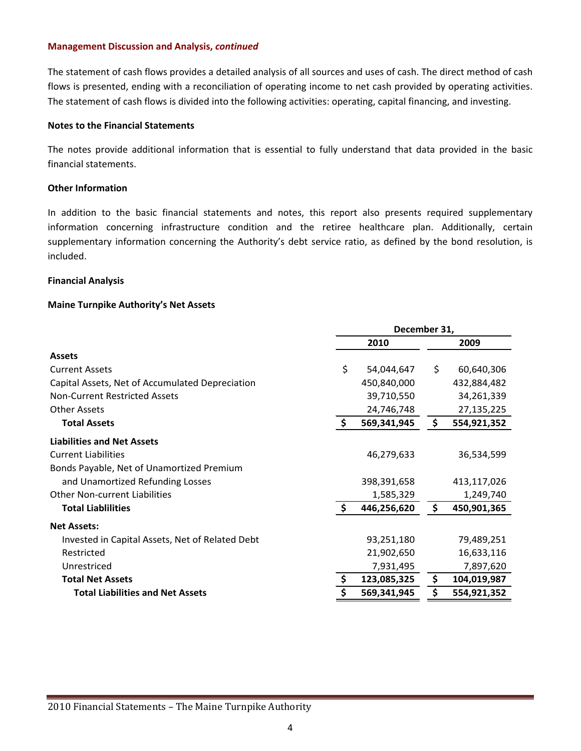**Management Discussion and Analysis, *continued***

The statement of cash flows provides a detailed analysis of all sources and uses of cash. The direct method of cash flows is presented, ending with a reconciliation of operating income to net cash provided by operating activities. The statement of cash flows is divided into the following activities: operating, capital financing, and investing.

**Notes to the Financial Statements**

The notes provide additional information that is essential to fully understand that data provided in the basic financial statements.

**Other Information**

In addition to the basic financial statements and notes, this report also presents required supplementary information concerning infrastructure condition and the retiree healthcare plan. Additionally, certain supplementary information concerning the Authority's debt service ratio, as defined by the bond resolution, is included.

**Financial Analysis**

**Maine Turnpike Authority's Net Assets**

| | December 31, | |
|---|---|---|
| | **2010** | **2009** |
| **Assets** | | |
| Current Assets | $ 54,044,647 | $ 60,640,306 |
| Capital Assets, Net of Accumulated Depreciation | 450,840,000 | 432,884,482 |
| Non-Current Restricted Assets | 39,710,550 | 34,261,339 |
| Other Assets | 24,746,748 | 27,135,225 |
| **Total Assets** | **$ 569,341,945** | **$ 554,921,352** |
| **Liabilities and Net Assets** | | |
| Current Liabilities | 46,279,633 | 36,534,599 |
| Bonds Payable, Net of Unamortized Premium and Unamortized Refunding Losses | 398,391,658 | 413,117,026 |
| Other Non-current Liabilities | 1,585,329 | 1,249,740 |
| **Total Liablilities** | **$ 446,256,620** | **$ 450,901,365** |
| **Net Assets:** | | |
| Invested in Capital Assets, Net of Related Debt | 93,251,180 | 79,489,251 |
| Restricted | 21,902,650 | 16,633,116 |
| Unrestriced | 7,931,495 | 7,897,620 |
| **Total Net Assets** | **$ 123,085,325** | **$ 104,019,987** |
| **Total Liabilities and Net Assets** | **$ 569,341,945** | **$ 554,921,352** |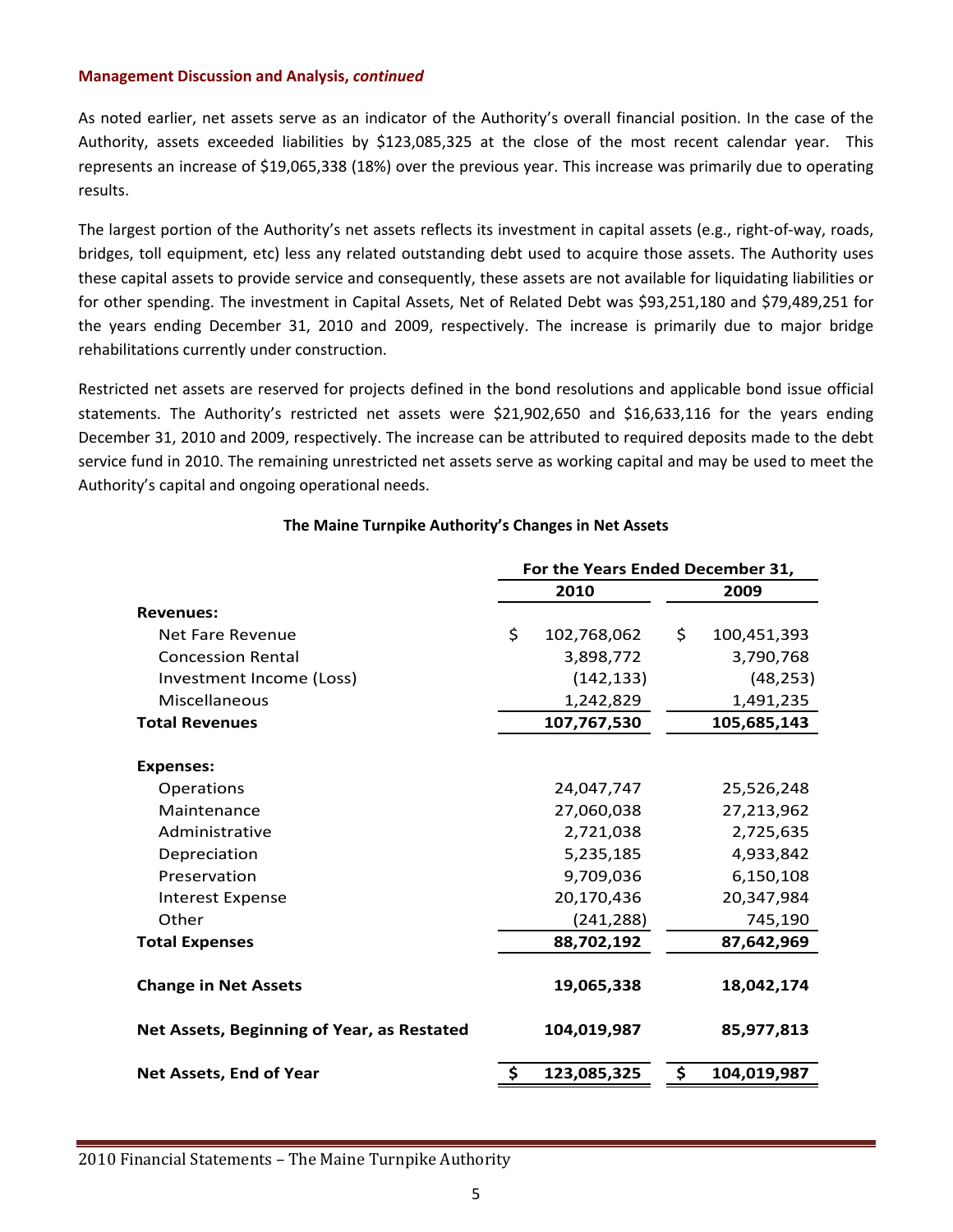**Management Discussion and Analysis, *continued***

As noted earlier, net assets serve as an indicator of the Authority's overall financial position. In the case of the Authority, assets exceeded liabilities by $123,085,325 at the close of the most recent calendar year. This represents an increase of $19,065,338 (18%) over the previous year. This increase was primarily due to operating results.

The largest portion of the Authority's net assets reflects its investment in capital assets (e.g., right-of-way, roads, bridges, toll equipment, etc) less any related outstanding debt used to acquire those assets. The Authority uses these capital assets to provide service and consequently, these assets are not available for liquidating liabilities or for other spending. The investment in Capital Assets, Net of Related Debt was $93,251,180 and $79,489,251 for the years ending December 31, 2010 and 2009, respectively. The increase is primarily due to major bridge rehabilitations currently under construction.

Restricted net assets are reserved for projects defined in the bond resolutions and applicable bond issue official statements. The Authority's restricted net assets were $21,902,650 and $16,633,116 for the years ending December 31, 2010 and 2009, respectively. The increase can be attributed to required deposits made to the debt service fund in 2010. The remaining unrestricted net assets serve as working capital and may be used to meet the Authority's capital and ongoing operational needs.

**The Maine Turnpike Authority's Changes in Net Assets**

| | For the Years Ended December 31, | |
|---|---|---|
| | **2010** | **2009** |
| **Revenues:** | | |
| Net Fare Revenue | $ 102,768,062 | $ 100,451,393 |
| Concession Rental | 3,898,772 | 3,790,768 |
| Investment Income (Loss) | (142,133) | (48,253) |
| Miscellaneous | 1,242,829 | 1,491,235 |
| **Total Revenues** | **107,767,530** | **105,685,143** |
| **Expenses:** | | |
| Operations | 24,047,747 | 25,526,248 |
| Maintenance | 27,060,038 | 27,213,962 |
| Administrative | 2,721,038 | 2,725,635 |
| Depreciation | 5,235,185 | 4,933,842 |
| Preservation | 9,709,036 | 6,150,108 |
| Interest Expense | 20,170,436 | 20,347,984 |
| Other | (241,288) | 745,190 |
| **Total Expenses** | **88,702,192** | **87,642,969** |
| **Change in Net Assets** | **19,065,338** | **18,042,174** |
| **Net Assets, Beginning of Year, as Restated** | **104,019,987** | **85,977,813** |
| **Net Assets, End of Year** | **$ 123,085,325** | **$ 104,019,987** |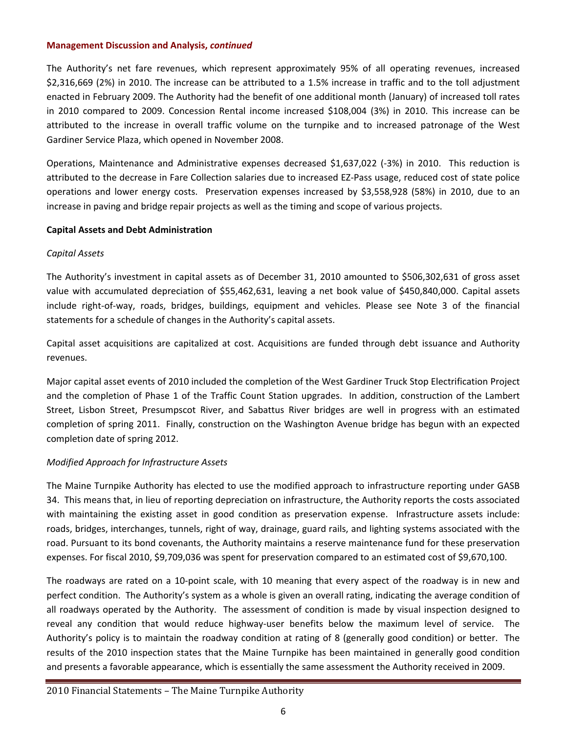**Management Discussion and Analysis, *continued***

The Authority's net fare revenues, which represent approximately 95% of all operating revenues, increased $2,316,669 (2%) in 2010. The increase can be attributed to a 1.5% increase in traffic and to the toll adjustment enacted in February 2009. The Authority had the benefit of one additional month (January) of increased toll rates in 2010 compared to 2009. Concession Rental income increased $108,004 (3%) in 2010. This increase can be attributed to the increase in overall traffic volume on the turnpike and to increased patronage of the West Gardiner Service Plaza, which opened in November 2008.

Operations, Maintenance and Administrative expenses decreased $1,637,022 (-3%) in 2010. This reduction is attributed to the decrease in Fare Collection salaries due to increased EZ-Pass usage, reduced cost of state police operations and lower energy costs. Preservation expenses increased by $3,558,928 (58%) in 2010, due to an increase in paving and bridge repair projects as well as the timing and scope of various projects.

## Capital Assets and Debt Administration

### *Capital Assets*

The Authority's investment in capital assets as of December 31, 2010 amounted to $506,302,631 of gross asset value with accumulated depreciation of $55,462,631, leaving a net book value of $450,840,000. Capital assets include right-of-way, roads, bridges, buildings, equipment and vehicles. Please see Note 3 of the financial statements for a schedule of changes in the Authority's capital assets.

Capital asset acquisitions are capitalized at cost. Acquisitions are funded through debt issuance and Authority revenues.

Major capital asset events of 2010 included the completion of the West Gardiner Truck Stop Electrification Project and the completion of Phase 1 of the Traffic Count Station upgrades. In addition, construction of the Lambert Street, Lisbon Street, Presumpscot River, and Sabattus River bridges are well in progress with an estimated completion of spring 2011. Finally, construction on the Washington Avenue bridge has begun with an expected completion date of spring 2012.

### *Modified Approach for Infrastructure Assets*

The Maine Turnpike Authority has elected to use the modified approach to infrastructure reporting under GASB 34. This means that, in lieu of reporting depreciation on infrastructure, the Authority reports the costs associated with maintaining the existing asset in good condition as preservation expense. Infrastructure assets include: roads, bridges, interchanges, tunnels, right of way, drainage, guard rails, and lighting systems associated with the road. Pursuant to its bond covenants, the Authority maintains a reserve maintenance fund for these preservation expenses. For fiscal 2010, $9,709,036 was spent for preservation compared to an estimated cost of $9,670,100.

The roadways are rated on a 10-point scale, with 10 meaning that every aspect of the roadway is in new and perfect condition. The Authority's system as a whole is given an overall rating, indicating the average condition of all roadways operated by the Authority. The assessment of condition is made by visual inspection designed to reveal any condition that would reduce highway-user benefits below the maximum level of service. The Authority's policy is to maintain the roadway condition at rating of 8 (generally good condition) or better. The results of the 2010 inspection states that the Maine Turnpike has been maintained in generally good condition and presents a favorable appearance, which is essentially the same assessment the Authority received in 2009.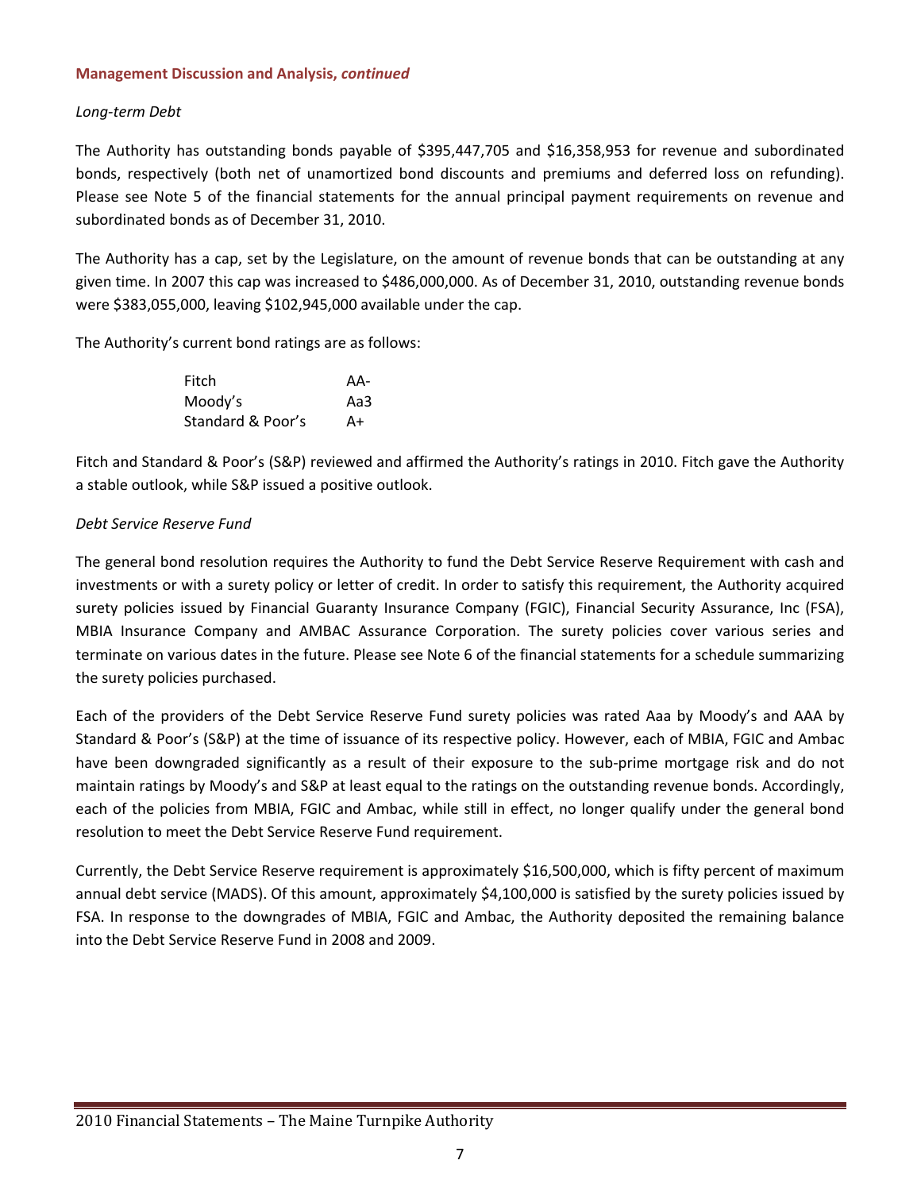**Management Discussion and Analysis, *continued***

*Long-term Debt*

The Authority has outstanding bonds payable of $395,447,705 and $16,358,953 for revenue and subordinated bonds, respectively (both net of unamortized bond discounts and premiums and deferred loss on refunding). Please see Note 5 of the financial statements for the annual principal payment requirements on revenue and subordinated bonds as of December 31, 2010.

The Authority has a cap, set by the Legislature, on the amount of revenue bonds that can be outstanding at any given time. In 2007 this cap was increased to $486,000,000. As of December 31, 2010, outstanding revenue bonds were $383,055,000, leaving $102,945,000 available under the cap.

The Authority's current bond ratings are as follows:

| | |
|---|---|
| Fitch | AA- |
| Moody's | Aa3 |
| Standard & Poor's | A+ |

Fitch and Standard & Poor's (S&P) reviewed and affirmed the Authority's ratings in 2010. Fitch gave the Authority a stable outlook, while S&P issued a positive outlook.

*Debt Service Reserve Fund*

The general bond resolution requires the Authority to fund the Debt Service Reserve Requirement with cash and investments or with a surety policy or letter of credit. In order to satisfy this requirement, the Authority acquired surety policies issued by Financial Guaranty Insurance Company (FGIC), Financial Security Assurance, Inc (FSA), MBIA Insurance Company and AMBAC Assurance Corporation. The surety policies cover various series and terminate on various dates in the future. Please see Note 6 of the financial statements for a schedule summarizing the surety policies purchased.

Each of the providers of the Debt Service Reserve Fund surety policies was rated Aaa by Moody's and AAA by Standard & Poor's (S&P) at the time of issuance of its respective policy. However, each of MBIA, FGIC and Ambac have been downgraded significantly as a result of their exposure to the sub-prime mortgage risk and do not maintain ratings by Moody's and S&P at least equal to the ratings on the outstanding revenue bonds. Accordingly, each of the policies from MBIA, FGIC and Ambac, while still in effect, no longer qualify under the general bond resolution to meet the Debt Service Reserve Fund requirement.

Currently, the Debt Service Reserve requirement is approximately $16,500,000, which is fifty percent of maximum annual debt service (MADS). Of this amount, approximately $4,100,000 is satisfied by the surety policies issued by FSA. In response to the downgrades of MBIA, FGIC and Ambac, the Authority deposited the remaining balance into the Debt Service Reserve Fund in 2008 and 2009.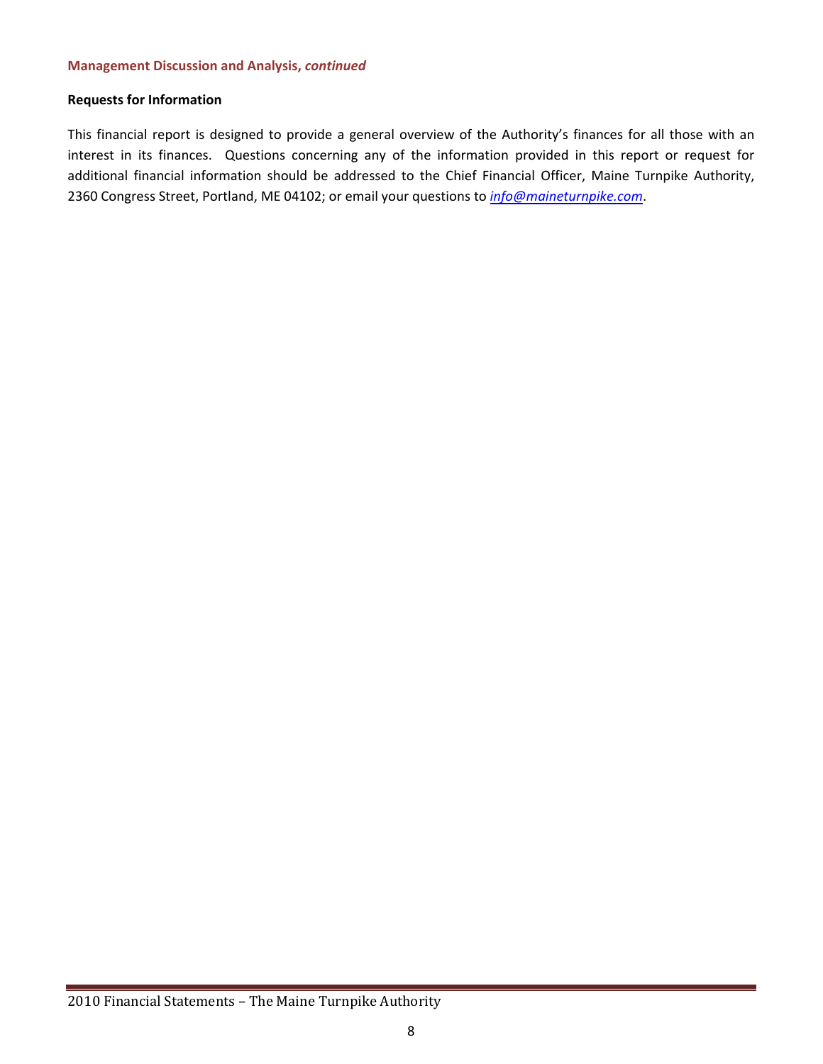**Management Discussion and Analysis, *continued***

**Requests for Information**

This financial report is designed to provide a general overview of the Authority's finances for all those with an interest in its finances. Questions concerning any of the information provided in this report or request for additional financial information should be addressed to the Chief Financial Officer, Maine Turnpike Authority, 2360 Congress Street, Portland, ME 04102; or email your questions to *info@maineturnpike.com*.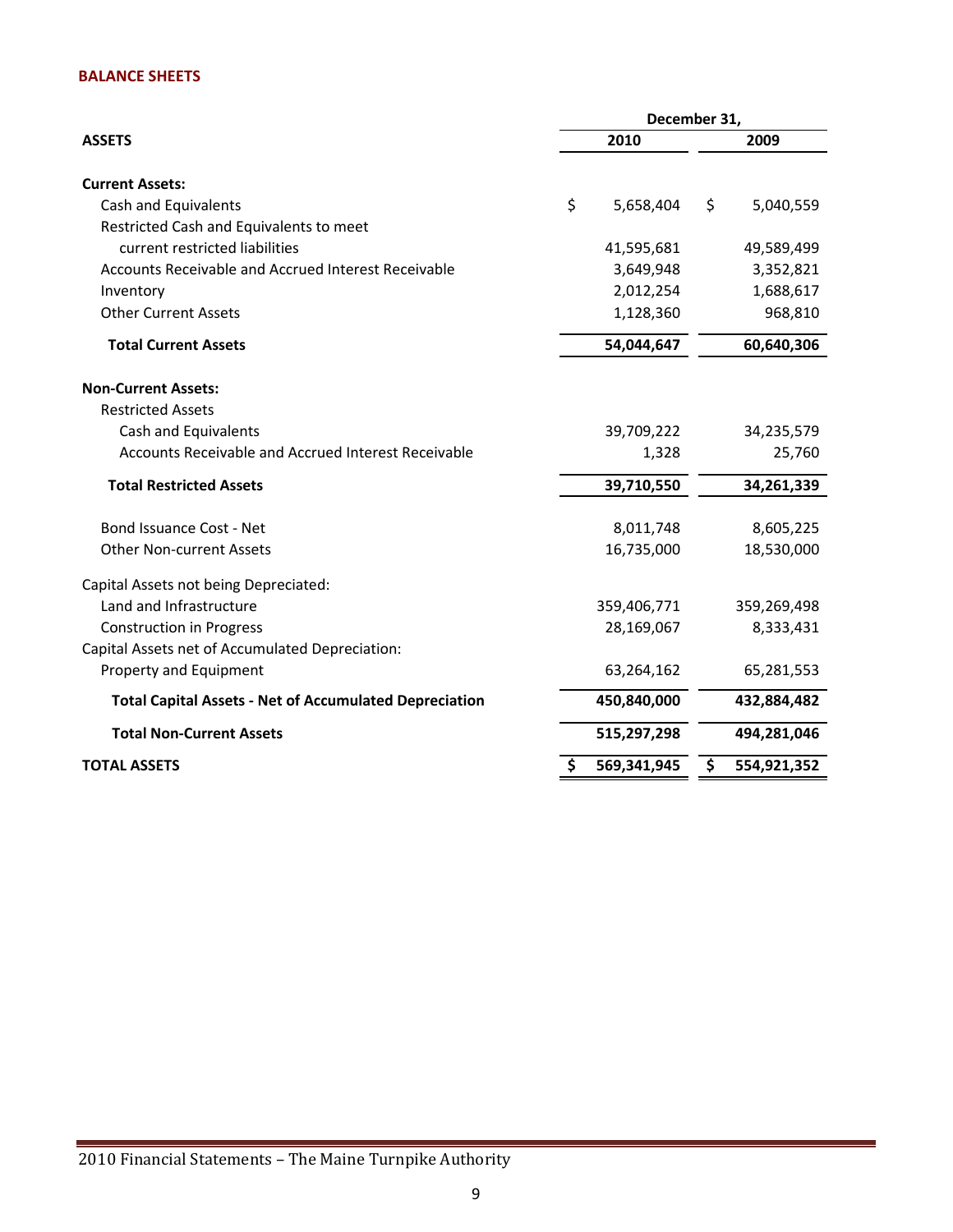## BALANCE SHEETS

| ASSETS | December 31, 2010 | December 31, 2009 |
|---|---|---|
| **Current Assets:** | | |
| Cash and Equivalents | $ 5,658,404 | $ 5,040,559 |
| Restricted Cash and Equivalents to meet current restricted liabilities | 41,595,681 | 49,589,499 |
| Accounts Receivable and Accrued Interest Receivable | 3,649,948 | 3,352,821 |
| Inventory | 2,012,254 | 1,688,617 |
| Other Current Assets | 1,128,360 | 968,810 |
| **Total Current Assets** | **54,044,647** | **60,640,306** |
| **Non-Current Assets:** | | |
| Restricted Assets | | |
| Cash and Equivalents | 39,709,222 | 34,235,579 |
| Accounts Receivable and Accrued Interest Receivable | 1,328 | 25,760 |
| **Total Restricted Assets** | **39,710,550** | **34,261,339** |
| Bond Issuance Cost - Net | 8,011,748 | 8,605,225 |
| Other Non-current Assets | 16,735,000 | 18,530,000 |
| Capital Assets not being Depreciated: | | |
| Land and Infrastructure | 359,406,771 | 359,269,498 |
| Construction in Progress | 28,169,067 | 8,333,431 |
| Capital Assets net of Accumulated Depreciation: | | |
| Property and Equipment | 63,264,162 | 65,281,553 |
| **Total Capital Assets - Net of Accumulated Depreciation** | **450,840,000** | **432,884,482** |
| **Total Non-Current Assets** | **515,297,298** | **494,281,046** |
| **TOTAL ASSETS** | **$ 569,341,945** | **$ 554,921,352** |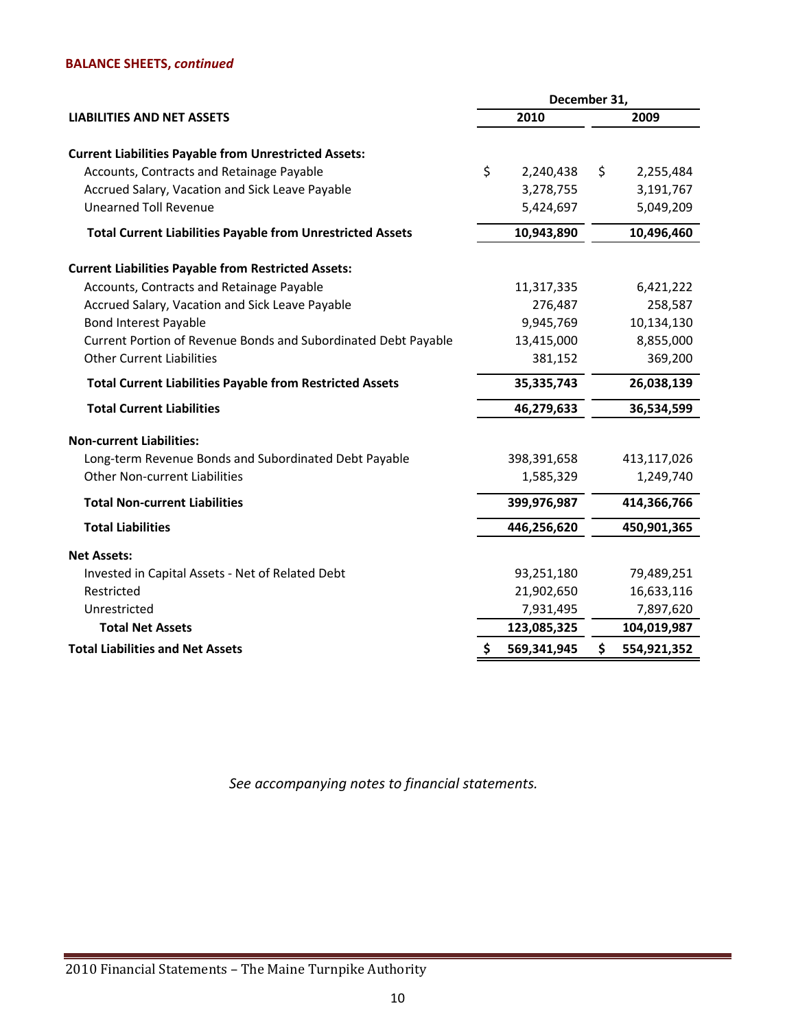**BALANCE SHEETS, *continued***

| LIABILITIES AND NET ASSETS | December 31, 2010 | December 31, 2009 |
|---|---|---|
| **Current Liabilities Payable from Unrestricted Assets:** | | |
| Accounts, Contracts and Retainage Payable | $ 2,240,438 | $ 2,255,484 |
| Accrued Salary, Vacation and Sick Leave Payable | 3,278,755 | 3,191,767 |
| Unearned Toll Revenue | 5,424,697 | 5,049,209 |
| **Total Current Liabilities Payable from Unrestricted Assets** | **10,943,890** | **10,496,460** |
| **Current Liabilities Payable from Restricted Assets:** | | |
| Accounts, Contracts and Retainage Payable | 11,317,335 | 6,421,222 |
| Accrued Salary, Vacation and Sick Leave Payable | 276,487 | 258,587 |
| Bond Interest Payable | 9,945,769 | 10,134,130 |
| Current Portion of Revenue Bonds and Subordinated Debt Payable | 13,415,000 | 8,855,000 |
| Other Current Liabilities | 381,152 | 369,200 |
| **Total Current Liabilities Payable from Restricted Assets** | **35,335,743** | **26,038,139** |
| **Total Current Liabilities** | **46,279,633** | **36,534,599** |
| **Non-current Liabilities:** | | |
| Long-term Revenue Bonds and Subordinated Debt Payable | 398,391,658 | 413,117,026 |
| Other Non-current Liabilities | 1,585,329 | 1,249,740 |
| **Total Non-current Liabilities** | **399,976,987** | **414,366,766** |
| **Total Liabilities** | **446,256,620** | **450,901,365** |
| **Net Assets:** | | |
| Invested in Capital Assets - Net of Related Debt | 93,251,180 | 79,489,251 |
| Restricted | 21,902,650 | 16,633,116 |
| Unrestricted | 7,931,495 | 7,897,620 |
| **Total Net Assets** | **123,085,325** | **104,019,987** |
| **Total Liabilities and Net Assets** | **$ 569,341,945** | **$ 554,921,352** |

*See accompanying notes to financial statements.*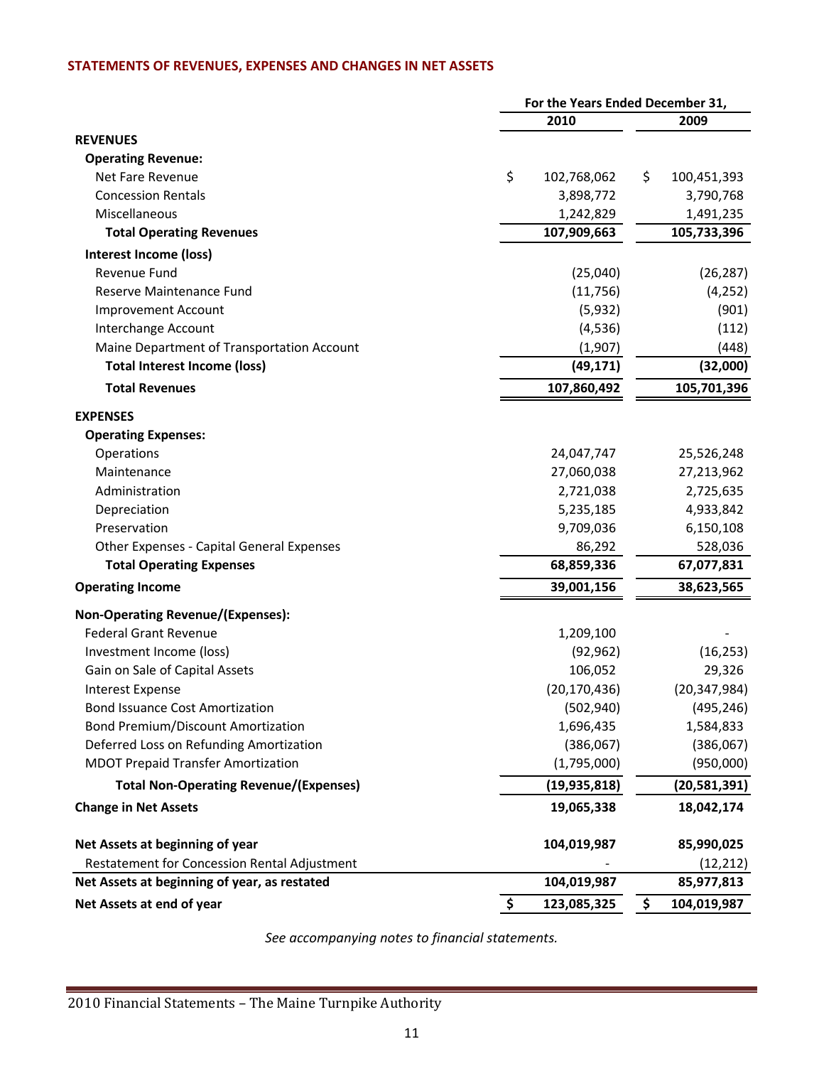## STATEMENTS OF REVENUES, EXPENSES AND CHANGES IN NET ASSETS

| | For the Years Ended December 31, | |
|---|---|---|
| | **2010** | **2009** |
| **REVENUES** | | |
| **Operating Revenue:** | | |
| Net Fare Revenue | $ 102,768,062 | $ 100,451,393 |
| Concession Rentals | 3,898,772 | 3,790,768 |
| Miscellaneous | 1,242,829 | 1,491,235 |
| **Total Operating Revenues** | **107,909,663** | **105,733,396** |
| **Interest Income (loss)** | | |
| Revenue Fund | (25,040) | (26,287) |
| Reserve Maintenance Fund | (11,756) | (4,252) |
| Improvement Account | (5,932) | (901) |
| Interchange Account | (4,536) | (112) |
| Maine Department of Transportation Account | (1,907) | (448) |
| **Total Interest Income (loss)** | **(49,171)** | **(32,000)** |
| **Total Revenues** | **107,860,492** | **105,701,396** |
| **EXPENSES** | | |
| **Operating Expenses:** | | |
| Operations | 24,047,747 | 25,526,248 |
| Maintenance | 27,060,038 | 27,213,962 |
| Administration | 2,721,038 | 2,725,635 |
| Depreciation | 5,235,185 | 4,933,842 |
| Preservation | 9,709,036 | 6,150,108 |
| Other Expenses - Capital General Expenses | 86,292 | 528,036 |
| **Total Operating Expenses** | **68,859,336** | **67,077,831** |
| **Operating Income** | **39,001,156** | **38,623,565** |
| **Non-Operating Revenue/(Expenses):** | | |
| Federal Grant Revenue | 1,209,100 | - |
| Investment Income (loss) | (92,962) | (16,253) |
| Gain on Sale of Capital Assets | 106,052 | 29,326 |
| Interest Expense | (20,170,436) | (20,347,984) |
| Bond Issuance Cost Amortization | (502,940) | (495,246) |
| Bond Premium/Discount Amortization | 1,696,435 | 1,584,833 |
| Deferred Loss on Refunding Amortization | (386,067) | (386,067) |
| MDOT Prepaid Transfer Amortization | (1,795,000) | (950,000) |
| **Total Non-Operating Revenue/(Expenses)** | **(19,935,818)** | **(20,581,391)** |
| **Change in Net Assets** | **19,065,338** | **18,042,174** |
| **Net Assets at beginning of year** | **104,019,987** | **85,990,025** |
| Restatement for Concession Rental Adjustment | - | (12,212) |
| **Net Assets at beginning of year, as restated** | **104,019,987** | **85,977,813** |
| **Net Assets at end of year** | **$ 123,085,325** | **$ 104,019,987** |

*See accompanying notes to financial statements.*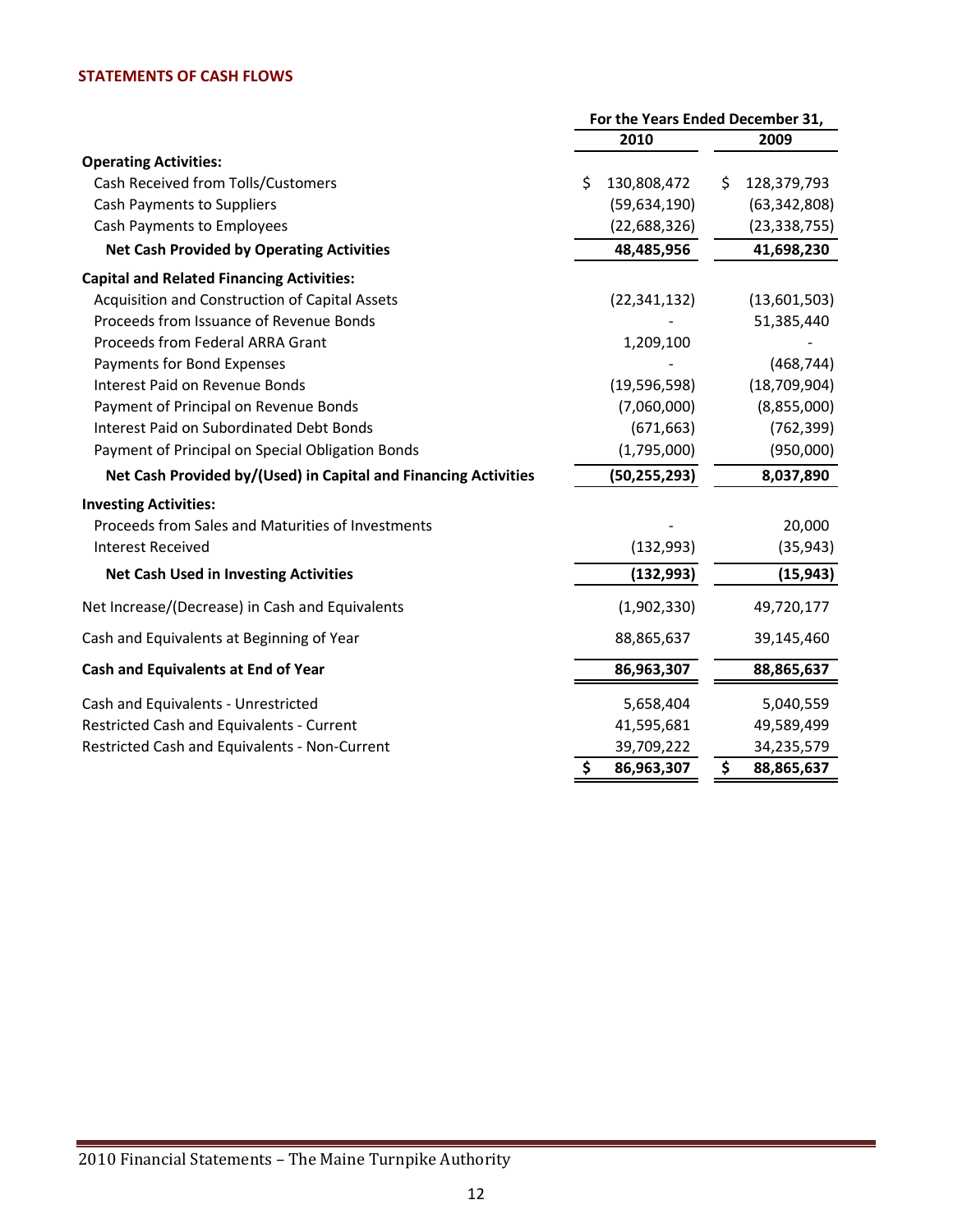## STATEMENTS OF CASH FLOWS

| | For the Years Ended December 31, | |
|---|---|---|
| | 2010 | 2009 |
| **Operating Activities:** | | |
| Cash Received from Tolls/Customers | $ 130,808,472 | $ 128,379,793 |
| Cash Payments to Suppliers | (59,634,190) | (63,342,808) |
| Cash Payments to Employees | (22,688,326) | (23,338,755) |
| **Net Cash Provided by Operating Activities** | **48,485,956** | **41,698,230** |
| **Capital and Related Financing Activities:** | | |
| Acquisition and Construction of Capital Assets | (22,341,132) | (13,601,503) |
| Proceeds from Issuance of Revenue Bonds | - | 51,385,440 |
| Proceeds from Federal ARRA Grant | 1,209,100 | - |
| Payments for Bond Expenses | - | (468,744) |
| Interest Paid on Revenue Bonds | (19,596,598) | (18,709,904) |
| Payment of Principal on Revenue Bonds | (7,060,000) | (8,855,000) |
| Interest Paid on Subordinated Debt Bonds | (671,663) | (762,399) |
| Payment of Principal on Special Obligation Bonds | (1,795,000) | (950,000) |
| **Net Cash Provided by/(Used) in Capital and Financing Activities** | **(50,255,293)** | **8,037,890** |
| **Investing Activities:** | | |
| Proceeds from Sales and Maturities of Investments | - | 20,000 |
| Interest Received | (132,993) | (35,943) |
| **Net Cash Used in Investing Activities** | **(132,993)** | **(15,943)** |
| Net Increase/(Decrease) in Cash and Equivalents | (1,902,330) | 49,720,177 |
| Cash and Equivalents at Beginning of Year | 88,865,637 | 39,145,460 |
| **Cash and Equivalents at End of Year** | **86,963,307** | **88,865,637** |
| Cash and Equivalents - Unrestricted | 5,658,404 | 5,040,559 |
| Restricted Cash and Equivalents - Current | 41,595,681 | 49,589,499 |
| Restricted Cash and Equivalents - Non-Current | 39,709,222 | 34,235,579 |
| | **$ 86,963,307** | **$ 88,865,637** |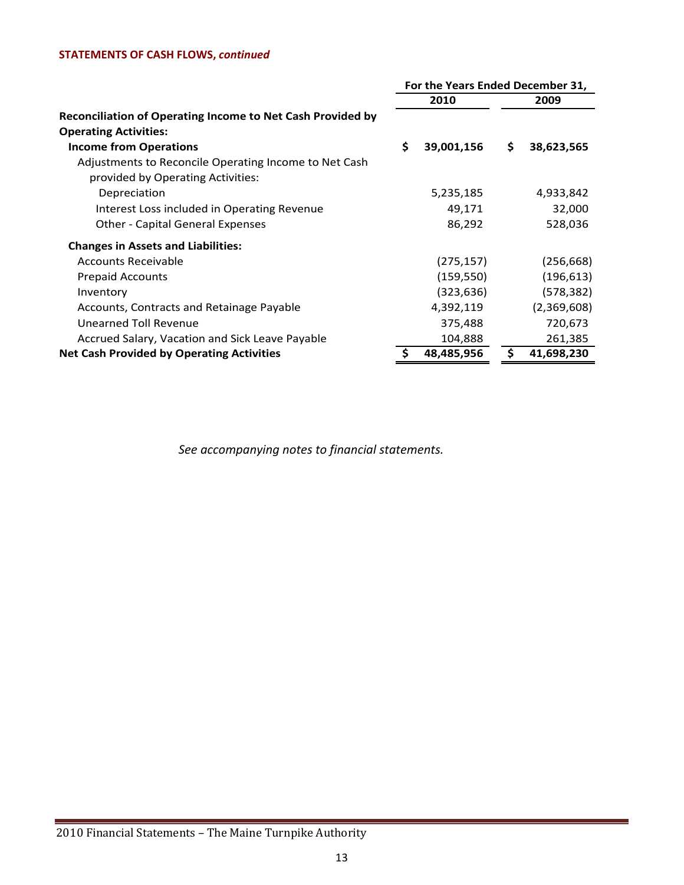**STATEMENTS OF CASH FLOWS, *continued***

| | For the Years Ended December 31, | |
|---|---|---|
| | 2010 | 2009 |
| **Reconciliation of Operating Income to Net Cash Provided by Operating Activities:** | | |
| **Income from Operations** | **$ 39,001,156** | **$ 38,623,565** |
| Adjustments to Reconcile Operating Income to Net Cash provided by Operating Activities: | | |
| Depreciation | 5,235,185 | 4,933,842 |
| Interest Loss included in Operating Revenue | 49,171 | 32,000 |
| Other - Capital General Expenses | 86,292 | 528,036 |
| **Changes in Assets and Liabilities:** | | |
| Accounts Receivable | (275,157) | (256,668) |
| Prepaid Accounts | (159,550) | (196,613) |
| Inventory | (323,636) | (578,382) |
| Accounts, Contracts and Retainage Payable | 4,392,119 | (2,369,608) |
| Unearned Toll Revenue | 375,488 | 720,673 |
| Accrued Salary, Vacation and Sick Leave Payable | 104,888 | 261,385 |
| **Net Cash Provided by Operating Activities** | **$ 48,485,956** | **$ 41,698,230** |

*See accompanying notes to financial statements.*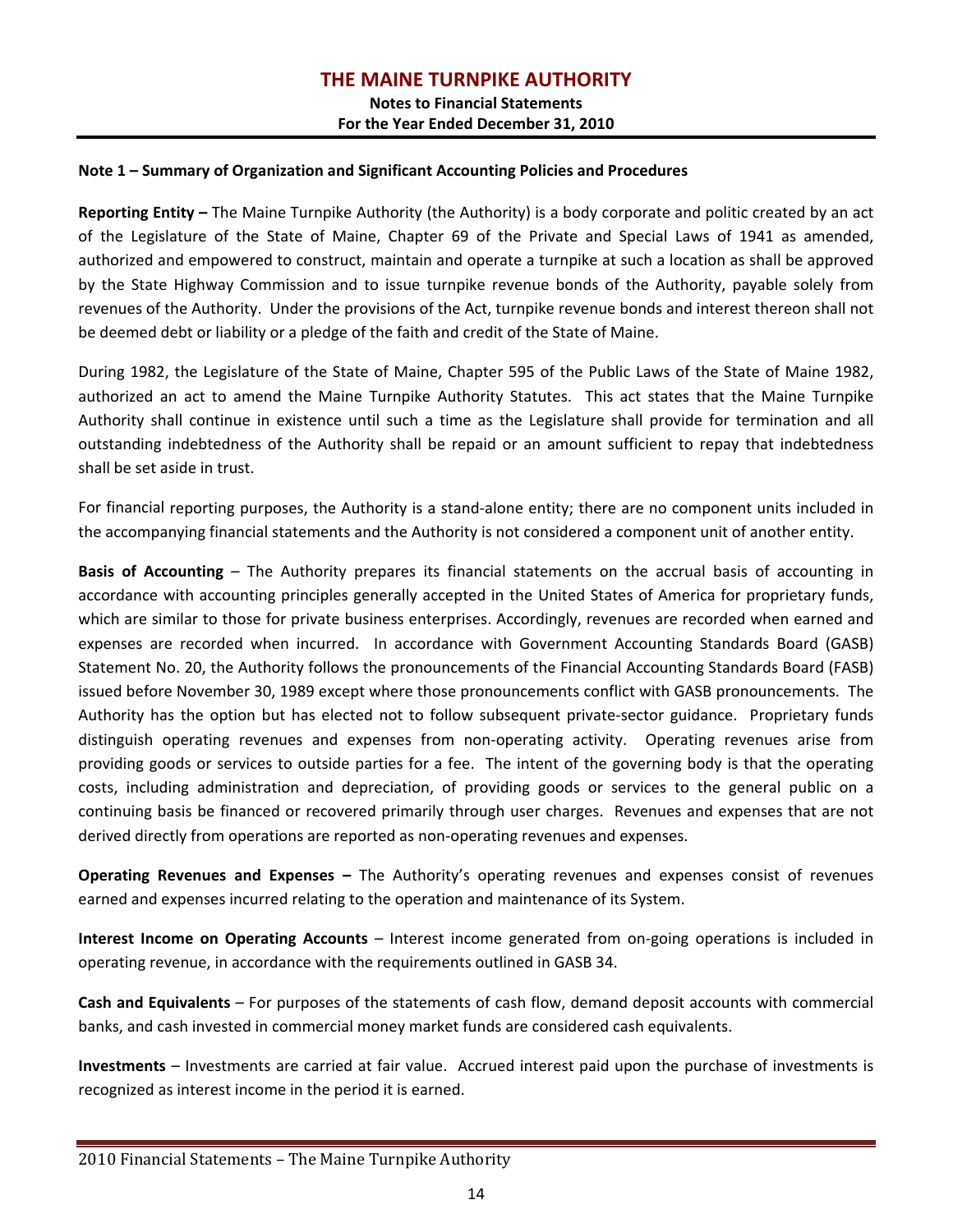# THE MAINE TURNPIKE AUTHORITY

**Notes to Financial Statements**
**For the Year Ended December 31, 2010**

## Note 1 – Summary of Organization and Significant Accounting Policies and Procedures

**Reporting Entity –** The Maine Turnpike Authority (the Authority) is a body corporate and politic created by an act of the Legislature of the State of Maine, Chapter 69 of the Private and Special Laws of 1941 as amended, authorized and empowered to construct, maintain and operate a turnpike at such a location as shall be approved by the State Highway Commission and to issue turnpike revenue bonds of the Authority, payable solely from revenues of the Authority. Under the provisions of the Act, turnpike revenue bonds and interest thereon shall not be deemed debt or liability or a pledge of the faith and credit of the State of Maine.

During 1982, the Legislature of the State of Maine, Chapter 595 of the Public Laws of the State of Maine 1982, authorized an act to amend the Maine Turnpike Authority Statutes. This act states that the Maine Turnpike Authority shall continue in existence until such a time as the Legislature shall provide for termination and all outstanding indebtedness of the Authority shall be repaid or an amount sufficient to repay that indebtedness shall be set aside in trust.

For financial reporting purposes, the Authority is a stand-alone entity; there are no component units included in the accompanying financial statements and the Authority is not considered a component unit of another entity.

**Basis of Accounting** – The Authority prepares its financial statements on the accrual basis of accounting in accordance with accounting principles generally accepted in the United States of America for proprietary funds, which are similar to those for private business enterprises. Accordingly, revenues are recorded when earned and expenses are recorded when incurred. In accordance with Government Accounting Standards Board (GASB) Statement No. 20, the Authority follows the pronouncements of the Financial Accounting Standards Board (FASB) issued before November 30, 1989 except where those pronouncements conflict with GASB pronouncements. The Authority has the option but has elected not to follow subsequent private-sector guidance. Proprietary funds distinguish operating revenues and expenses from non-operating activity. Operating revenues arise from providing goods or services to outside parties for a fee. The intent of the governing body is that the operating costs, including administration and depreciation, of providing goods or services to the general public on a continuing basis be financed or recovered primarily through user charges. Revenues and expenses that are not derived directly from operations are reported as non-operating revenues and expenses.

**Operating Revenues and Expenses –** The Authority's operating revenues and expenses consist of revenues earned and expenses incurred relating to the operation and maintenance of its System.

**Interest Income on Operating Accounts** – Interest income generated from on-going operations is included in operating revenue, in accordance with the requirements outlined in GASB 34.

**Cash and Equivalents** – For purposes of the statements of cash flow, demand deposit accounts with commercial banks, and cash invested in commercial money market funds are considered cash equivalents.

**Investments** – Investments are carried at fair value. Accrued interest paid upon the purchase of investments is recognized as interest income in the period it is earned.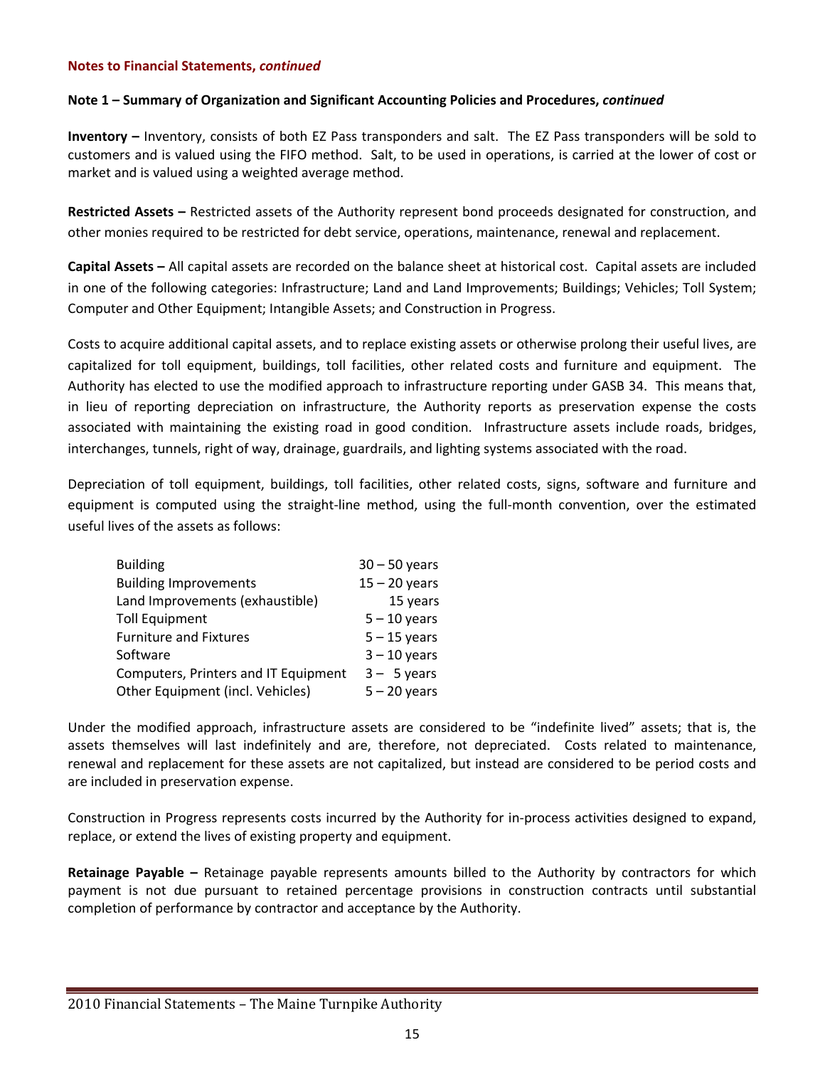**Notes to Financial Statements, *continued***

**Note 1 – Summary of Organization and Significant Accounting Policies and Procedures, *continued***

**Inventory –** Inventory, consists of both EZ Pass transponders and salt. The EZ Pass transponders will be sold to customers and is valued using the FIFO method. Salt, to be used in operations, is carried at the lower of cost or market and is valued using a weighted average method.

**Restricted Assets –** Restricted assets of the Authority represent bond proceeds designated for construction, and other monies required to be restricted for debt service, operations, maintenance, renewal and replacement.

**Capital Assets –** All capital assets are recorded on the balance sheet at historical cost. Capital assets are included in one of the following categories: Infrastructure; Land and Land Improvements; Buildings; Vehicles; Toll System; Computer and Other Equipment; Intangible Assets; and Construction in Progress.

Costs to acquire additional capital assets, and to replace existing assets or otherwise prolong their useful lives, are capitalized for toll equipment, buildings, toll facilities, other related costs and furniture and equipment. The Authority has elected to use the modified approach to infrastructure reporting under GASB 34. This means that, in lieu of reporting depreciation on infrastructure, the Authority reports as preservation expense the costs associated with maintaining the existing road in good condition. Infrastructure assets include roads, bridges, interchanges, tunnels, right of way, drainage, guardrails, and lighting systems associated with the road.

Depreciation of toll equipment, buildings, toll facilities, other related costs, signs, software and furniture and equipment is computed using the straight-line method, using the full-month convention, over the estimated useful lives of the assets as follows:

| | |
|---|---|
| Building | 30 – 50 years |
| Building Improvements | 15 – 20 years |
| Land Improvements (exhaustible) | 15 years |
| Toll Equipment | 5 – 10 years |
| Furniture and Fixtures | 5 – 15 years |
| Software | 3 – 10 years |
| Computers, Printers and IT Equipment | 3 – 5 years |
| Other Equipment (incl. Vehicles) | 5 – 20 years |

Under the modified approach, infrastructure assets are considered to be "indefinite lived" assets; that is, the assets themselves will last indefinitely and are, therefore, not depreciated. Costs related to maintenance, renewal and replacement for these assets are not capitalized, but instead are considered to be period costs and are included in preservation expense.

Construction in Progress represents costs incurred by the Authority for in-process activities designed to expand, replace, or extend the lives of existing property and equipment.

**Retainage Payable –** Retainage payable represents amounts billed to the Authority by contractors for which payment is not due pursuant to retained percentage provisions in construction contracts until substantial completion of performance by contractor and acceptance by the Authority.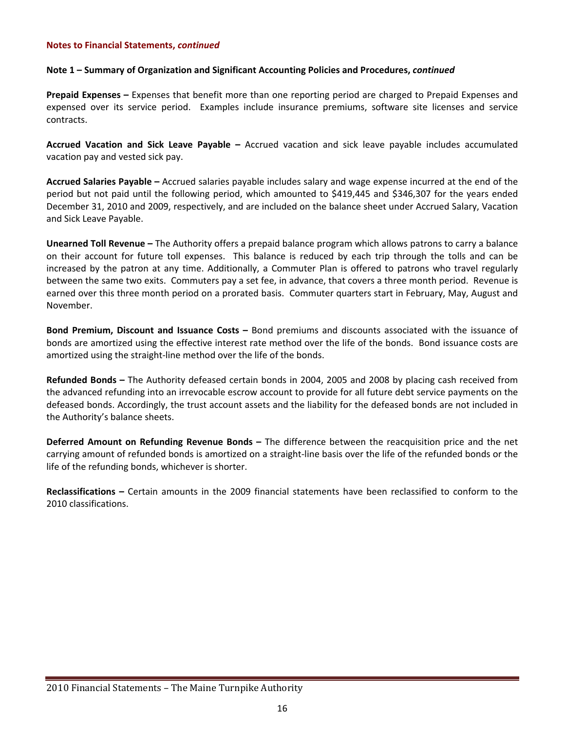**Notes to Financial Statements, *continued***

**Note 1 – Summary of Organization and Significant Accounting Policies and Procedures, *continued***

**Prepaid Expenses –** Expenses that benefit more than one reporting period are charged to Prepaid Expenses and expensed over its service period. Examples include insurance premiums, software site licenses and service contracts.

**Accrued Vacation and Sick Leave Payable –** Accrued vacation and sick leave payable includes accumulated vacation pay and vested sick pay.

**Accrued Salaries Payable –** Accrued salaries payable includes salary and wage expense incurred at the end of the period but not paid until the following period, which amounted to $419,445 and $346,307 for the years ended December 31, 2010 and 2009, respectively, and are included on the balance sheet under Accrued Salary, Vacation and Sick Leave Payable.

**Unearned Toll Revenue –** The Authority offers a prepaid balance program which allows patrons to carry a balance on their account for future toll expenses. This balance is reduced by each trip through the tolls and can be increased by the patron at any time. Additionally, a Commuter Plan is offered to patrons who travel regularly between the same two exits. Commuters pay a set fee, in advance, that covers a three month period. Revenue is earned over this three month period on a prorated basis. Commuter quarters start in February, May, August and November.

**Bond Premium, Discount and Issuance Costs –** Bond premiums and discounts associated with the issuance of bonds are amortized using the effective interest rate method over the life of the bonds. Bond issuance costs are amortized using the straight-line method over the life of the bonds.

**Refunded Bonds –** The Authority defeased certain bonds in 2004, 2005 and 2008 by placing cash received from the advanced refunding into an irrevocable escrow account to provide for all future debt service payments on the defeased bonds. Accordingly, the trust account assets and the liability for the defeased bonds are not included in the Authority's balance sheets.

**Deferred Amount on Refunding Revenue Bonds –** The difference between the reacquisition price and the net carrying amount of refunded bonds is amortized on a straight-line basis over the life of the refunded bonds or the life of the refunding bonds, whichever is shorter.

**Reclassifications –** Certain amounts in the 2009 financial statements have been reclassified to conform to the 2010 classifications.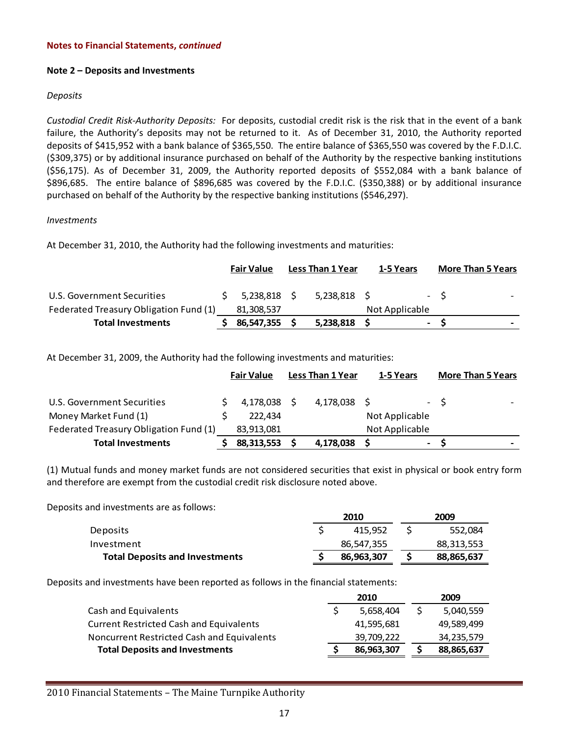**Notes to Financial Statements, *continued***

**Note 2 – Deposits and Investments**

*Deposits*

*Custodial Credit Risk-Authority Deposits:* For deposits, custodial credit risk is the risk that in the event of a bank failure, the Authority's deposits may not be returned to it. As of December 31, 2010, the Authority reported deposits of $415,952 with a bank balance of $365,550. The entire balance of $365,550 was covered by the F.D.I.C. ($309,375) or by additional insurance purchased on behalf of the Authority by the respective banking institutions ($56,175). As of December 31, 2009, the Authority reported deposits of $552,084 with a bank balance of $896,685. The entire balance of $896,685 was covered by the F.D.I.C. ($350,388) or by additional insurance purchased on behalf of the Authority by the respective banking institutions ($546,297).

*Investments*

At December 31, 2010, the Authority had the following investments and maturities:

| | Fair Value | Less Than 1 Year | 1-5 Years | More Than 5 Years |
|---|---|---|---|---|
| U.S. Government Securities | $ 5,238,818 | $ 5,238,818 | $ - | $ - |
| Federated Treasury Obligation Fund (1) | 81,308,537 | | Not Applicable | |
| **Total Investments** | **$ 86,547,355** | **$ 5,238,818** | **$ -** | **$ -** |

At December 31, 2009, the Authority had the following investments and maturities:

| | Fair Value | Less Than 1 Year | 1-5 Years | More Than 5 Years |
|---|---|---|---|---|
| U.S. Government Securities | $ 4,178,038 | $ 4,178,038 | $ - | $ - |
| Money Market Fund (1) | $ 222,434 | | Not Applicable | |
| Federated Treasury Obligation Fund (1) | 83,913,081 | | Not Applicable | |
| **Total Investments** | **$ 88,313,553** | **$ 4,178,038** | **$ -** | **$ -** |

(1) Mutual funds and money market funds are not considered securities that exist in physical or book entry form and therefore are exempt from the custodial credit risk disclosure noted above.

Deposits and investments are as follows:

| | 2010 | 2009 |
|---|---|---|
| Deposits | $ 415,952 | $ 552,084 |
| Investment | 86,547,355 | 88,313,553 |
| **Total Deposits and Investments** | **$ 86,963,307** | **$ 88,865,637** |

Deposits and investments have been reported as follows in the financial statements:

| | 2010 | 2009 |
|---|---|---|
| Cash and Equivalents | $ 5,658,404 | $ 5,040,559 |
| Current Restricted Cash and Equivalents | 41,595,681 | 49,589,499 |
| Noncurrent Restricted Cash and Equivalents | 39,709,222 | 34,235,579 |
| **Total Deposits and Investments** | **$ 86,963,307** | **$ 88,865,637** |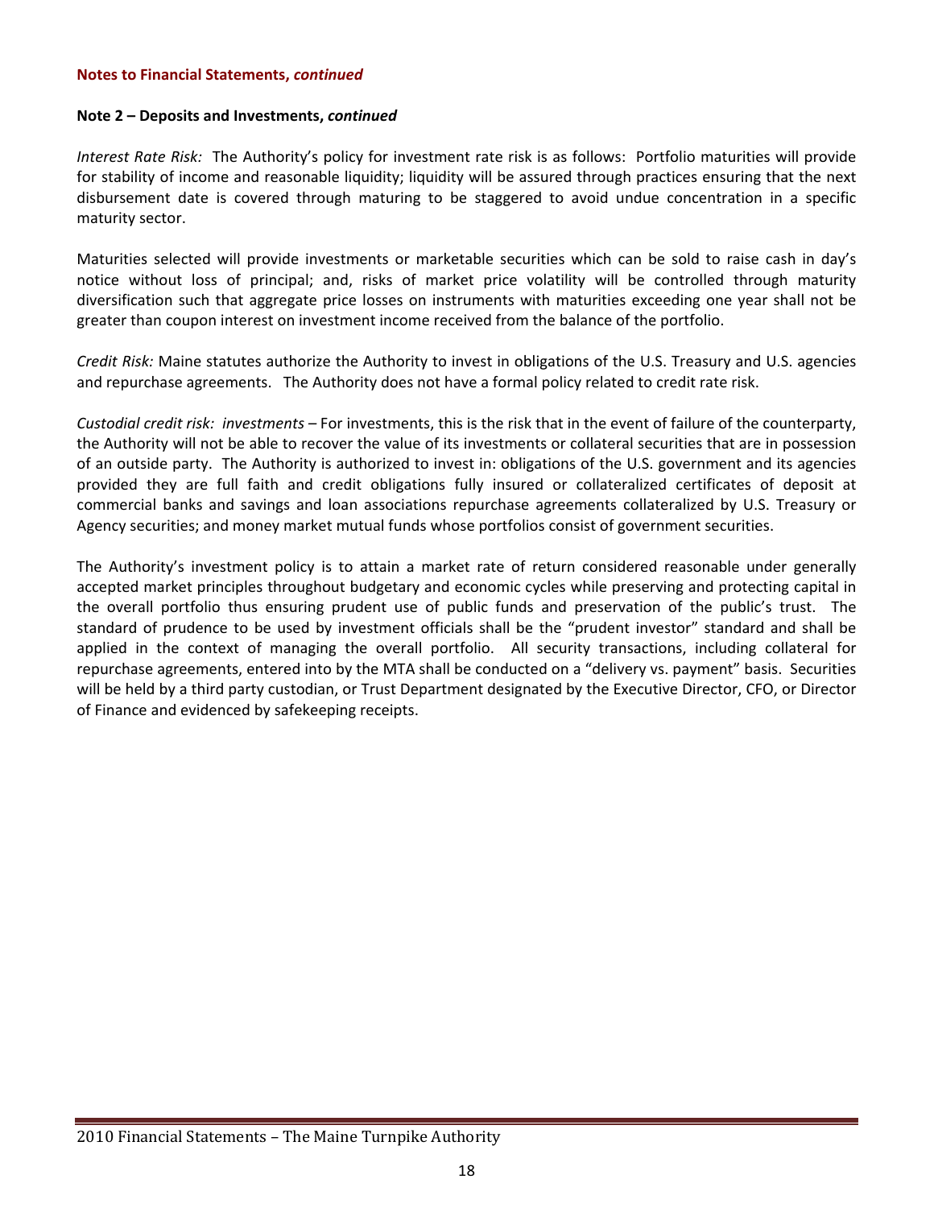**Notes to Financial Statements, *continued***

**Note 2 – Deposits and Investments, *continued***

*Interest Rate Risk:* The Authority's policy for investment rate risk is as follows: Portfolio maturities will provide for stability of income and reasonable liquidity; liquidity will be assured through practices ensuring that the next disbursement date is covered through maturing to be staggered to avoid undue concentration in a specific maturity sector.

Maturities selected will provide investments or marketable securities which can be sold to raise cash in day's notice without loss of principal; and, risks of market price volatility will be controlled through maturity diversification such that aggregate price losses on instruments with maturities exceeding one year shall not be greater than coupon interest on investment income received from the balance of the portfolio.

*Credit Risk:* Maine statutes authorize the Authority to invest in obligations of the U.S. Treasury and U.S. agencies and repurchase agreements. The Authority does not have a formal policy related to credit rate risk.

*Custodial credit risk: investments* – For investments, this is the risk that in the event of failure of the counterparty, the Authority will not be able to recover the value of its investments or collateral securities that are in possession of an outside party. The Authority is authorized to invest in: obligations of the U.S. government and its agencies provided they are full faith and credit obligations fully insured or collateralized certificates of deposit at commercial banks and savings and loan associations repurchase agreements collateralized by U.S. Treasury or Agency securities; and money market mutual funds whose portfolios consist of government securities.

The Authority's investment policy is to attain a market rate of return considered reasonable under generally accepted market principles throughout budgetary and economic cycles while preserving and protecting capital in the overall portfolio thus ensuring prudent use of public funds and preservation of the public's trust. The standard of prudence to be used by investment officials shall be the "prudent investor" standard and shall be applied in the context of managing the overall portfolio. All security transactions, including collateral for repurchase agreements, entered into by the MTA shall be conducted on a "delivery vs. payment" basis. Securities will be held by a third party custodian, or Trust Department designated by the Executive Director, CFO, or Director of Finance and evidenced by safekeeping receipts.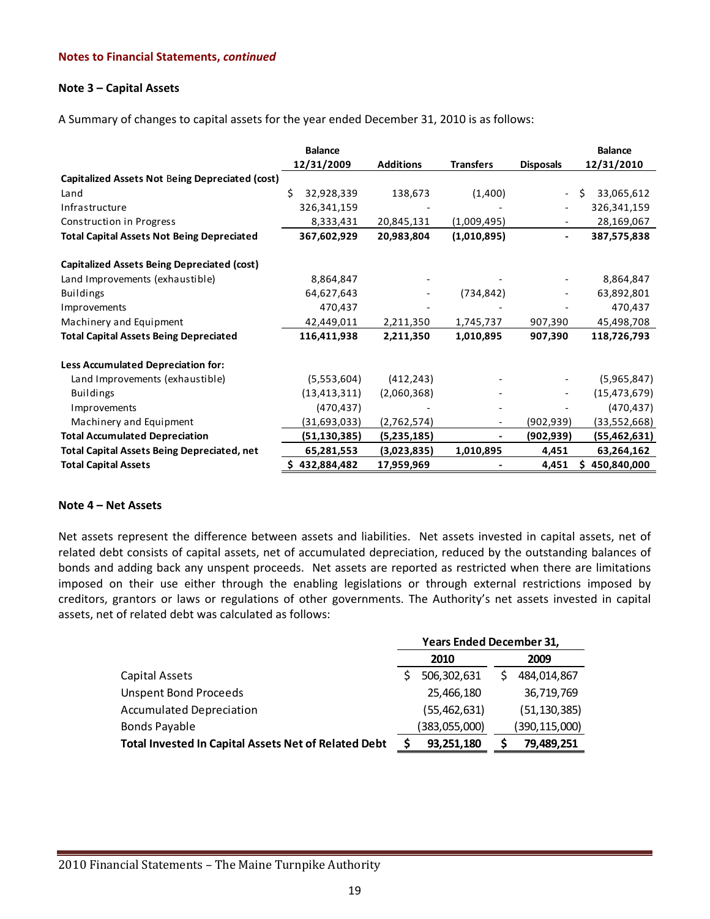**Notes to Financial Statements, *continued***

## Note 3 – Capital Assets

A Summary of changes to capital assets for the year ended December 31, 2010 is as follows:

| | Balance 12/31/2009 | Additions | Transfers | Disposals | Balance 12/31/2010 |
|---|---|---|---|---|---|
| **Capitalized Assets Not Being Depreciated (cost)** | | | | | |
| Land | $ 32,928,339 | 138,673 | (1,400) | - | $ 33,065,612 |
| Infrastructure | 326,341,159 | - | - | - | 326,341,159 |
| Construction in Progress | 8,333,431 | 20,845,131 | (1,009,495) | - | 28,169,067 |
| **Total Capital Assets Not Being Depreciated** | **367,602,929** | **20,983,804** | **(1,010,895)** | **-** | **387,575,838** |
| **Capitalized Assets Being Depreciated (cost)** | | | | | |
| Land Improvements (exhaustible) | 8,864,847 | - | - | - | 8,864,847 |
| Buildings | 64,627,643 | - | (734,842) | - | 63,892,801 |
| Improvements | 470,437 | - | - | - | 470,437 |
| Machinery and Equipment | 42,449,011 | 2,211,350 | 1,745,737 | 907,390 | 45,498,708 |
| **Total Capital Assets Being Depreciated** | **116,411,938** | **2,211,350** | **1,010,895** | **907,390** | **118,726,793** |
| **Less Accumulated Depreciation for:** | | | | | |
| Land Improvements (exhaustible) | (5,553,604) | (412,243) | - | - | (5,965,847) |
| Buildings | (13,413,311) | (2,060,368) | - | - | (15,473,679) |
| Improvements | (470,437) | - | - | - | (470,437) |
| Machinery and Equipment | (31,693,033) | (2,762,574) | - | (902,939) | (33,552,668) |
| **Total Accumulated Depreciation** | **(51,130,385)** | **(5,235,185)** | **-** | **(902,939)** | **(55,462,631)** |
| **Total Capital Assets Being Depreciated, net** | **65,281,553** | **(3,023,835)** | **1,010,895** | **4,451** | **63,264,162** |
| **Total Capital Assets** | **$ 432,884,482** | **17,959,969** | **-** | **4,451** | **$ 450,840,000** |

## Note 4 – Net Assets

Net assets represent the difference between assets and liabilities. Net assets invested in capital assets, net of related debt consists of capital assets, net of accumulated depreciation, reduced by the outstanding balances of bonds and adding back any unspent proceeds. Net assets are reported as restricted when there are limitations imposed on their use either through the enabling legislations or through external restrictions imposed by creditors, grantors or laws or regulations of other governments. The Authority's net assets invested in capital assets, net of related debt was calculated as follows:

| | Years Ended December 31, | |
|---|---|---|
| | 2010 | 2009 |
| Capital Assets | $ 506,302,631 | $ 484,014,867 |
| Unspent Bond Proceeds | 25,466,180 | 36,719,769 |
| Accumulated Depreciation | (55,462,631) | (51,130,385) |
| Bonds Payable | (383,055,000) | (390,115,000) |
| **Total Invested In Capital Assets Net of Related Debt** | **$ 93,251,180** | **$ 79,489,251** |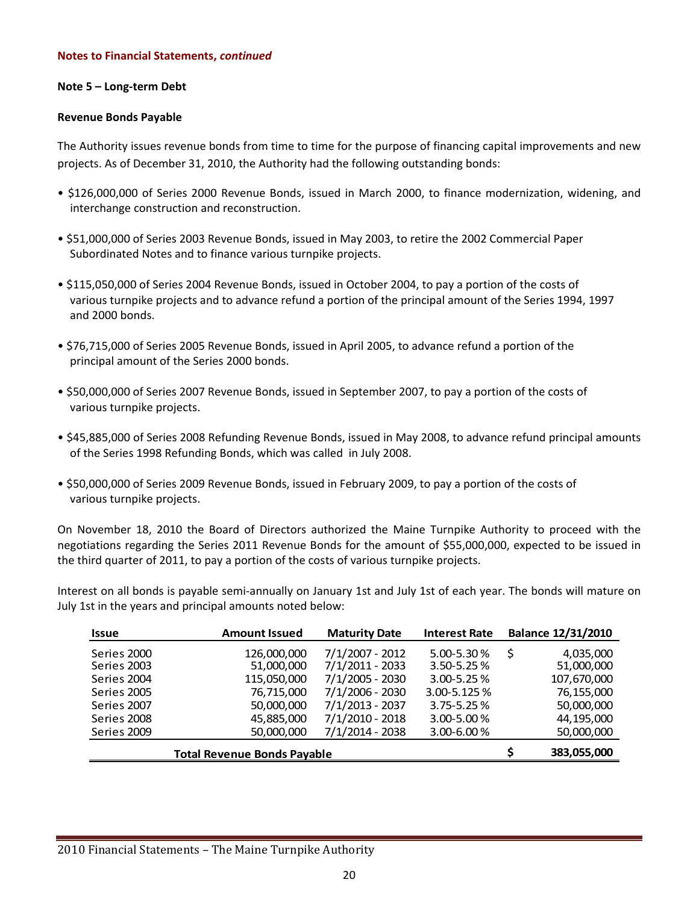**Notes to Financial Statements, *continued***

**Note 5 – Long-term Debt**

**Revenue Bonds Payable**

The Authority issues revenue bonds from time to time for the purpose of financing capital improvements and new projects. As of December 31, 2010, the Authority had the following outstanding bonds:

- $126,000,000 of Series 2000 Revenue Bonds, issued in March 2000, to finance modernization, widening, and interchange construction and reconstruction.
- $51,000,000 of Series 2003 Revenue Bonds, issued in May 2003, to retire the 2002 Commercial Paper Subordinated Notes and to finance various turnpike projects.
- $115,050,000 of Series 2004 Revenue Bonds, issued in October 2004, to pay a portion of the costs of various turnpike projects and to advance refund a portion of the principal amount of the Series 1994, 1997 and 2000 bonds.
- $76,715,000 of Series 2005 Revenue Bonds, issued in April 2005, to advance refund a portion of the principal amount of the Series 2000 bonds.
- $50,000,000 of Series 2007 Revenue Bonds, issued in September 2007, to pay a portion of the costs of various turnpike projects.
- $45,885,000 of Series 2008 Refunding Revenue Bonds, issued in May 2008, to advance refund principal amounts of the Series 1998 Refunding Bonds, which was called in July 2008.
- $50,000,000 of Series 2009 Revenue Bonds, issued in February 2009, to pay a portion of the costs of various turnpike projects.

On November 18, 2010 the Board of Directors authorized the Maine Turnpike Authority to proceed with the negotiations regarding the Series 2011 Revenue Bonds for the amount of $55,000,000, expected to be issued in the third quarter of 2011, to pay a portion of the costs of various turnpike projects.

Interest on all bonds is payable semi-annually on January 1st and July 1st of each year. The bonds will mature on July 1st in the years and principal amounts noted below:

| Issue | Amount Issued | Maturity Date | Interest Rate | Balance 12/31/2010 |
|---|---|---|---|---|
| Series 2000 | 126,000,000 | 7/1/2007 - 2012 | 5.00-5.30 % | $ 4,035,000 |
| Series 2003 | 51,000,000 | 7/1/2011 - 2033 | 3.50-5.25 % | 51,000,000 |
| Series 2004 | 115,050,000 | 7/1/2005 - 2030 | 3.00-5.25 % | 107,670,000 |
| Series 2005 | 76,715,000 | 7/1/2006 - 2030 | 3.00-5.125 % | 76,155,000 |
| Series 2007 | 50,000,000 | 7/1/2013 - 2037 | 3.75-5.25 % | 50,000,000 |
| Series 2008 | 45,885,000 | 7/1/2010 - 2018 | 3.00-5.00 % | 44,195,000 |
| Series 2009 | 50,000,000 | 7/1/2014 - 2038 | 3.00-6.00 % | 50,000,000 |
| **Total Revenue Bonds Payable** | | | | **$ 383,055,000** |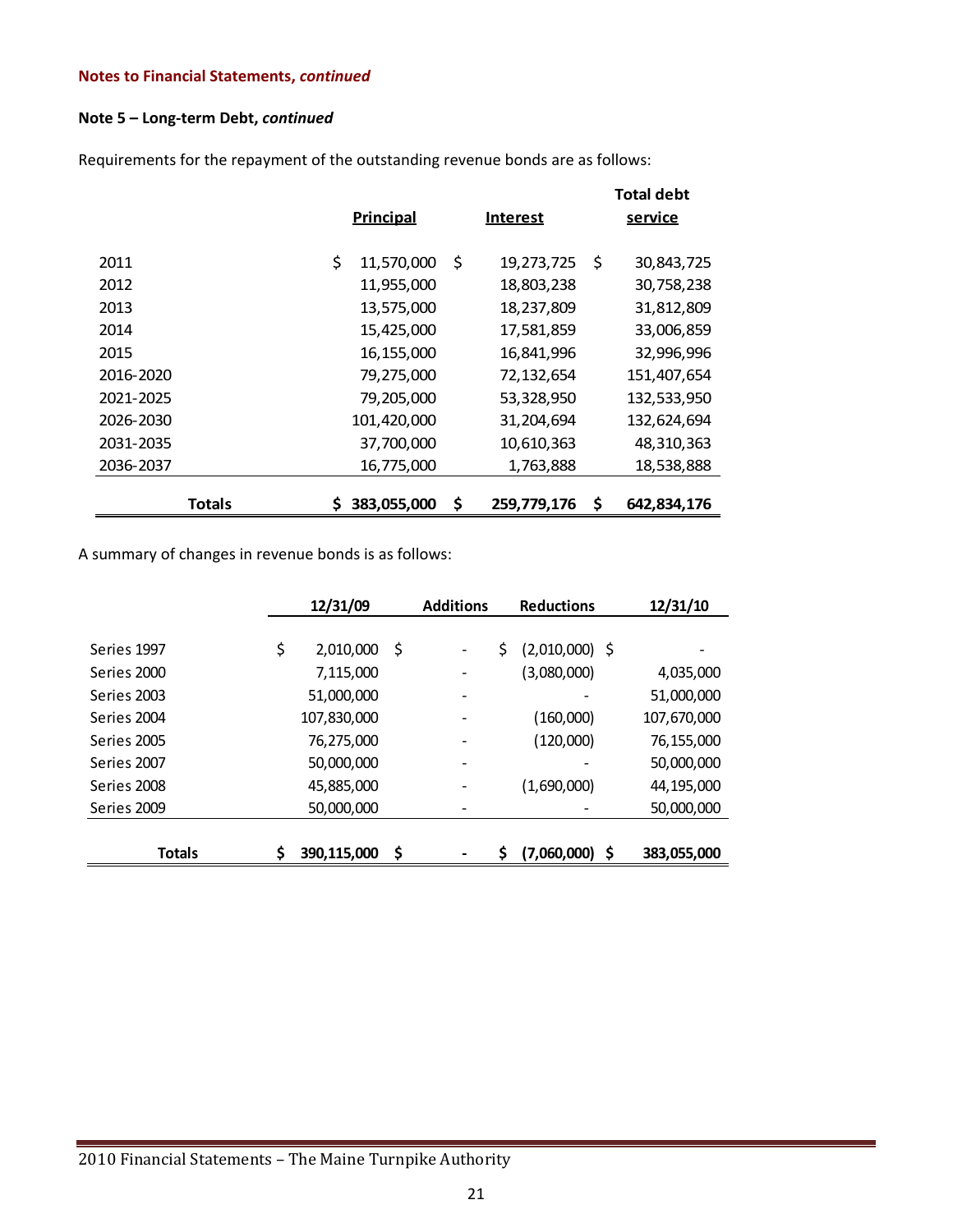**Notes to Financial Statements, *continued***

**Note 5 – Long-term Debt, *continued***

Requirements for the repayment of the outstanding revenue bonds are as follows:

| | Principal | Interest | Total debt service |
|---|---|---|---|
| 2011 | $ 11,570,000 | $ 19,273,725 | $ 30,843,725 |
| 2012 | 11,955,000 | 18,803,238 | 30,758,238 |
| 2013 | 13,575,000 | 18,237,809 | 31,812,809 |
| 2014 | 15,425,000 | 17,581,859 | 33,006,859 |
| 2015 | 16,155,000 | 16,841,996 | 32,996,996 |
| 2016-2020 | 79,275,000 | 72,132,654 | 151,407,654 |
| 2021-2025 | 79,205,000 | 53,328,950 | 132,533,950 |
| 2026-2030 | 101,420,000 | 31,204,694 | 132,624,694 |
| 2031-2035 | 37,700,000 | 10,610,363 | 48,310,363 |
| 2036-2037 | 16,775,000 | 1,763,888 | 18,538,888 |
| **Totals** | **$ 383,055,000** | **$ 259,779,176** | **$ 642,834,176** |

A summary of changes in revenue bonds is as follows:

| | 12/31/09 | Additions | Reductions | 12/31/10 |
|---|---|---|---|---|
| Series 1997 | $ 2,010,000 | $ - | $ (2,010,000) | $ - |
| Series 2000 | 7,115,000 | - | (3,080,000) | 4,035,000 |
| Series 2003 | 51,000,000 | - | - | 51,000,000 |
| Series 2004 | 107,830,000 | - | (160,000) | 107,670,000 |
| Series 2005 | 76,275,000 | - | (120,000) | 76,155,000 |
| Series 2007 | 50,000,000 | - | - | 50,000,000 |
| Series 2008 | 45,885,000 | - | (1,690,000) | 44,195,000 |
| Series 2009 | 50,000,000 | - | - | 50,000,000 |
| **Totals** | **$ 390,115,000** | **$ -** | **$ (7,060,000)** | **$ 383,055,000** |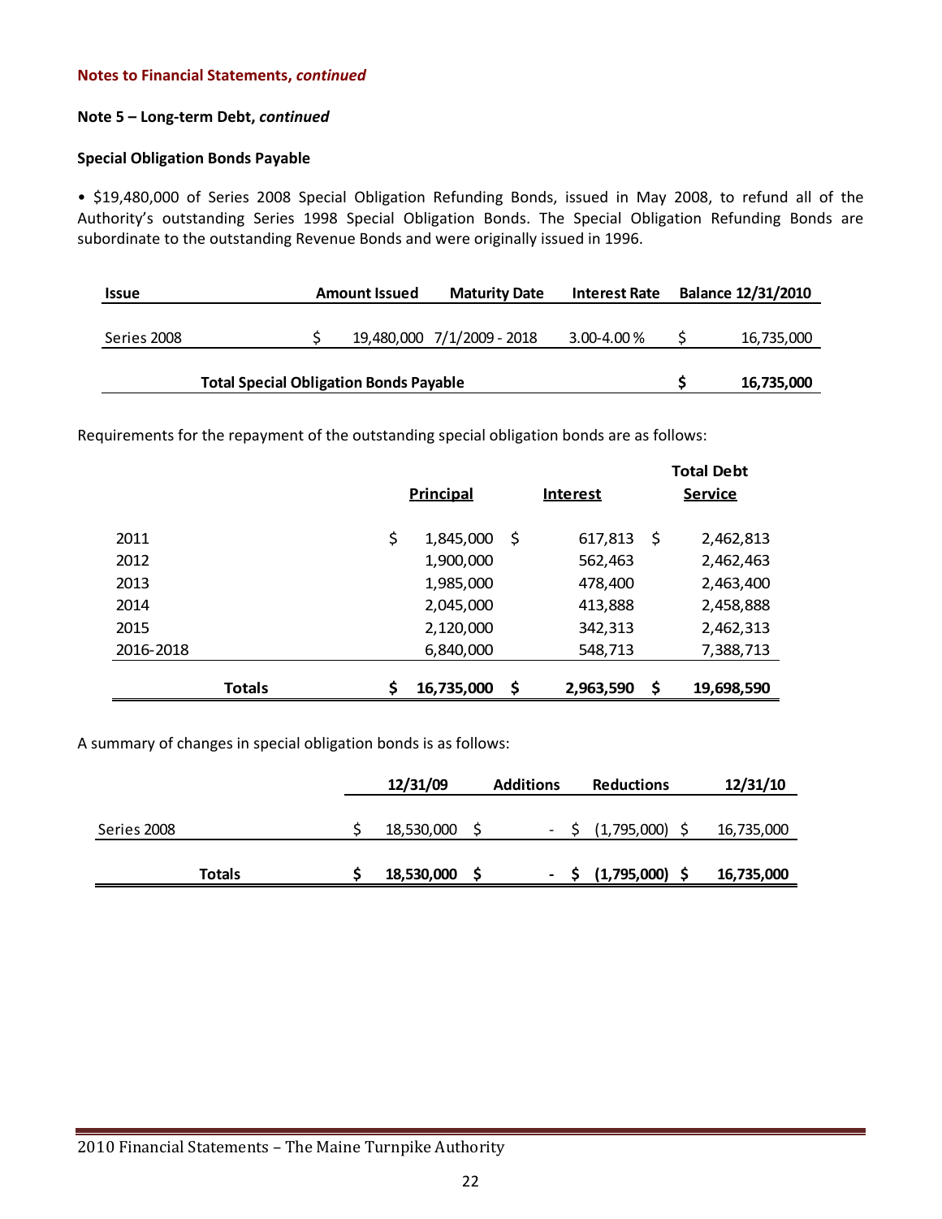**Notes to Financial Statements, *continued***

**Note 5 – Long-term Debt, *continued***

**Special Obligation Bonds Payable**

• $19,480,000 of Series 2008 Special Obligation Refunding Bonds, issued in May 2008, to refund all of the Authority's outstanding Series 1998 Special Obligation Bonds. The Special Obligation Refunding Bonds are subordinate to the outstanding Revenue Bonds and were originally issued in 1996.

| Issue | Amount Issued | Maturity Date | Interest Rate | Balance 12/31/2010 |
|---|---|---|---|---|
| Series 2008 | $ 19,480,000 | 7/1/2009 - 2018 | 3.00-4.00 % | $ 16,735,000 |
| **Total Special Obligation Bonds Payable** | | | | **$ 16,735,000** |

Requirements for the repayment of the outstanding special obligation bonds are as follows:

| | Principal | Interest | Total Debt Service |
|---|---|---|---|
| 2011 | $ 1,845,000 | $ 617,813 | $ 2,462,813 |
| 2012 | 1,900,000 | 562,463 | 2,462,463 |
| 2013 | 1,985,000 | 478,400 | 2,463,400 |
| 2014 | 2,045,000 | 413,888 | 2,458,888 |
| 2015 | 2,120,000 | 342,313 | 2,462,313 |
| 2016-2018 | 6,840,000 | 548,713 | 7,388,713 |
| **Totals** | **$ 16,735,000** | **$ 2,963,590** | **$ 19,698,590** |

A summary of changes in special obligation bonds is as follows:

| | 12/31/09 | Additions | Reductions | 12/31/10 |
|---|---|---|---|---|
| Series 2008 | $ 18,530,000 | $ - | $ (1,795,000) | $ 16,735,000 |
| **Totals** | **$ 18,530,000** | **$ -** | **$ (1,795,000)** | **$ 16,735,000** |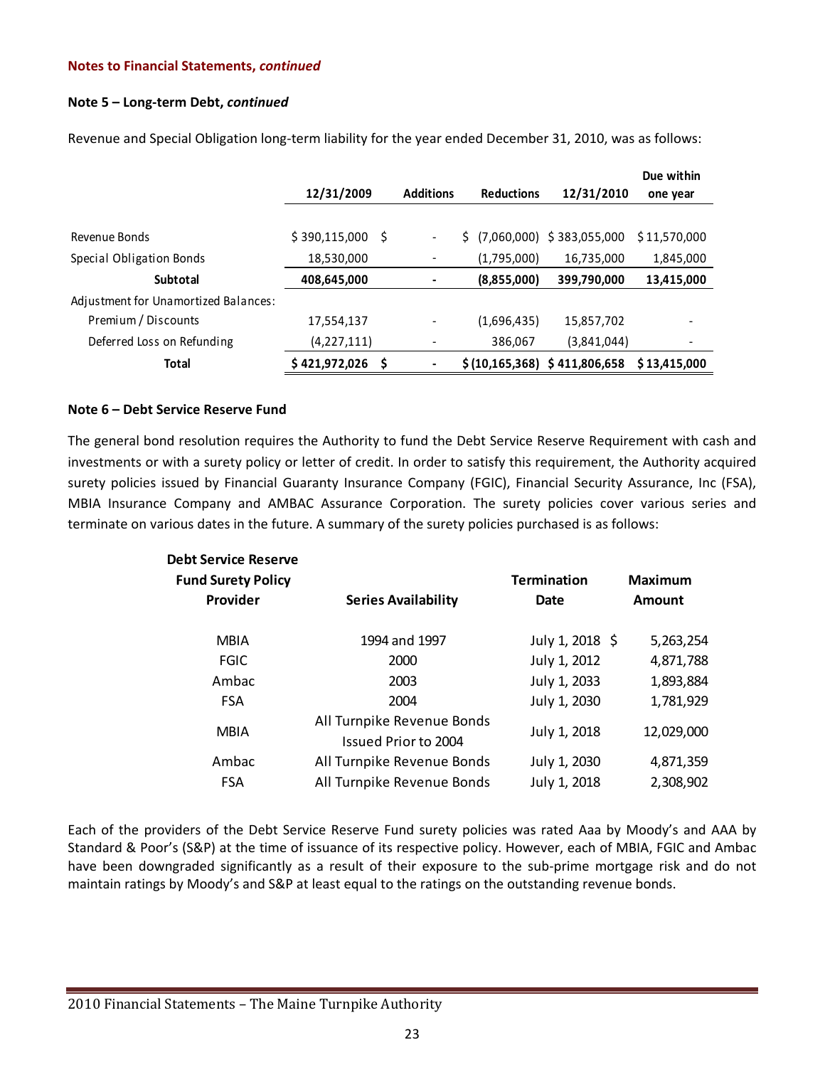**Notes to Financial Statements, *continued***

**Note 5 – Long-term Debt, *continued***

Revenue and Special Obligation long-term liability for the year ended December 31, 2010, was as follows:

| | 12/31/2009 | Additions | Reductions | 12/31/2010 | Due within one year |
|---|---|---|---|---|---|
| Revenue Bonds | $ 390,115,000 | $ - | $ (7,060,000) | $ 383,055,000 | $ 11,570,000 |
| Special Obligation Bonds | 18,530,000 | - | (1,795,000) | 16,735,000 | 1,845,000 |
| **Subtotal** | **408,645,000** | **-** | **(8,855,000)** | **399,790,000** | **13,415,000** |
| Adjustment for Unamortized Balances: | | | | | |
| Premium / Discounts | 17,554,137 | - | (1,696,435) | 15,857,702 | - |
| Deferred Loss on Refunding | (4,227,111) | - | 386,067 | (3,841,044) | - |
| **Total** | **$ 421,972,026** | **$ -** | **$ (10,165,368)** | **$ 411,806,658** | **$ 13,415,000** |

**Note 6 – Debt Service Reserve Fund**

The general bond resolution requires the Authority to fund the Debt Service Reserve Requirement with cash and investments or with a surety policy or letter of credit. In order to satisfy this requirement, the Authority acquired surety policies issued by Financial Guaranty Insurance Company (FGIC), Financial Security Assurance, Inc (FSA), MBIA Insurance Company and AMBAC Assurance Corporation. The surety policies cover various series and terminate on various dates in the future. A summary of the surety policies purchased is as follows:

| Debt Service Reserve Fund Surety Policy Provider | Series Availability | Termination Date | Maximum Amount |
|---|---|---|---|
| MBIA | 1994 and 1997 | July 1, 2018 | $ 5,263,254 |
| FGIC | 2000 | July 1, 2012 | 4,871,788 |
| Ambac | 2003 | July 1, 2033 | 1,893,884 |
| FSA | 2004 | July 1, 2030 | 1,781,929 |
| MBIA | All Turnpike Revenue Bonds Issued Prior to 2004 | July 1, 2018 | 12,029,000 |
| Ambac | All Turnpike Revenue Bonds | July 1, 2030 | 4,871,359 |
| FSA | All Turnpike Revenue Bonds | July 1, 2018 | 2,308,902 |

Each of the providers of the Debt Service Reserve Fund surety policies was rated Aaa by Moody's and AAA by Standard & Poor's (S&P) at the time of issuance of its respective policy. However, each of MBIA, FGIC and Ambac have been downgraded significantly as a result of their exposure to the sub-prime mortgage risk and do not maintain ratings by Moody's and S&P at least equal to the ratings on the outstanding revenue bonds.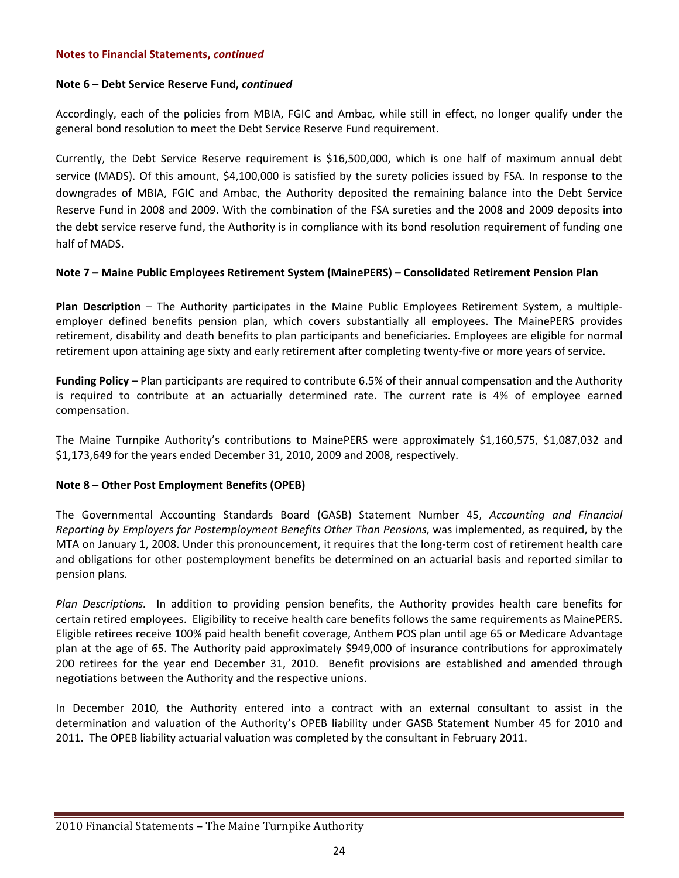**Notes to Financial Statements, *continued***

**Note 6 – Debt Service Reserve Fund, *continued***

Accordingly, each of the policies from MBIA, FGIC and Ambac, while still in effect, no longer qualify under the general bond resolution to meet the Debt Service Reserve Fund requirement.

Currently, the Debt Service Reserve requirement is $16,500,000, which is one half of maximum annual debt service (MADS). Of this amount, $4,100,000 is satisfied by the surety policies issued by FSA. In response to the downgrades of MBIA, FGIC and Ambac, the Authority deposited the remaining balance into the Debt Service Reserve Fund in 2008 and 2009. With the combination of the FSA sureties and the 2008 and 2009 deposits into the debt service reserve fund, the Authority is in compliance with its bond resolution requirement of funding one half of MADS.

**Note 7 – Maine Public Employees Retirement System (MainePERS) – Consolidated Retirement Pension Plan**

**Plan Description** – The Authority participates in the Maine Public Employees Retirement System, a multiple-employer defined benefits pension plan, which covers substantially all employees. The MainePERS provides retirement, disability and death benefits to plan participants and beneficiaries. Employees are eligible for normal retirement upon attaining age sixty and early retirement after completing twenty-five or more years of service.

**Funding Policy** – Plan participants are required to contribute 6.5% of their annual compensation and the Authority is required to contribute at an actuarially determined rate. The current rate is 4% of employee earned compensation.

The Maine Turnpike Authority's contributions to MainePERS were approximately $1,160,575, $1,087,032 and $1,173,649 for the years ended December 31, 2010, 2009 and 2008, respectively.

**Note 8 – Other Post Employment Benefits (OPEB)**

The Governmental Accounting Standards Board (GASB) Statement Number 45, *Accounting and Financial Reporting by Employers for Postemployment Benefits Other Than Pensions*, was implemented, as required, by the MTA on January 1, 2008. Under this pronouncement, it requires that the long-term cost of retirement health care and obligations for other postemployment benefits be determined on an actuarial basis and reported similar to pension plans.

*Plan Descriptions.* In addition to providing pension benefits, the Authority provides health care benefits for certain retired employees. Eligibility to receive health care benefits follows the same requirements as MainePERS. Eligible retirees receive 100% paid health benefit coverage, Anthem POS plan until age 65 or Medicare Advantage plan at the age of 65. The Authority paid approximately $949,000 of insurance contributions for approximately 200 retirees for the year end December 31, 2010. Benefit provisions are established and amended through negotiations between the Authority and the respective unions.

In December 2010, the Authority entered into a contract with an external consultant to assist in the determination and valuation of the Authority's OPEB liability under GASB Statement Number 45 for 2010 and 2011. The OPEB liability actuarial valuation was completed by the consultant in February 2011.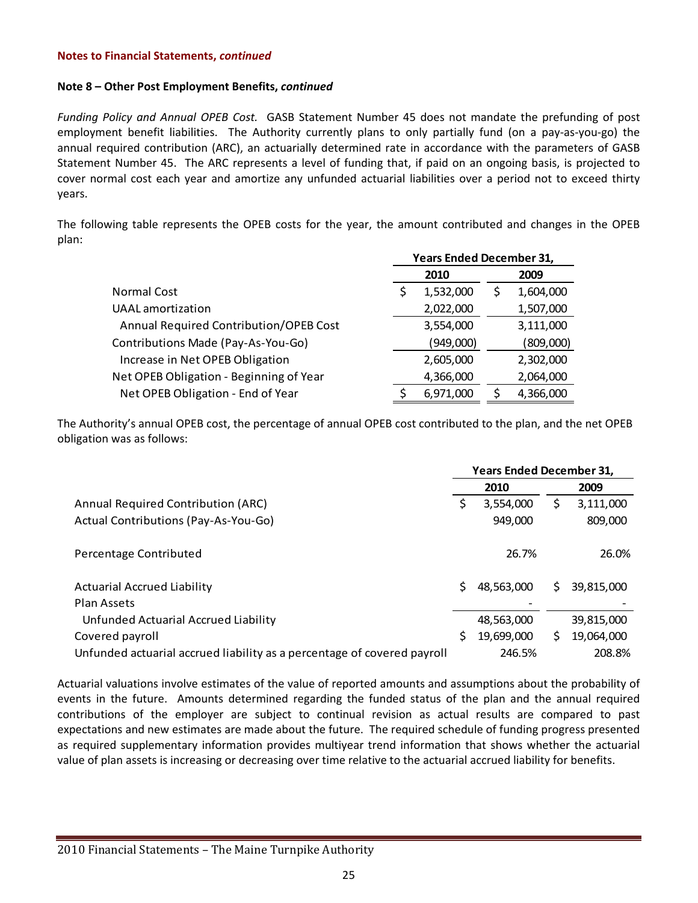**Notes to Financial Statements, *continued***

**Note 8 – Other Post Employment Benefits, *continued***

*Funding Policy and Annual OPEB Cost.* GASB Statement Number 45 does not mandate the prefunding of post employment benefit liabilities. The Authority currently plans to only partially fund (on a pay-as-you-go) the annual required contribution (ARC), an actuarially determined rate in accordance with the parameters of GASB Statement Number 45. The ARC represents a level of funding that, if paid on an ongoing basis, is projected to cover normal cost each year and amortize any unfunded actuarial liabilities over a period not to exceed thirty years.

The following table represents the OPEB costs for the year, the amount contributed and changes in the OPEB plan:

| | Years Ended December 31, | |
|---|---|---|
| | **2010** | **2009** |
| Normal Cost | $ 1,532,000 | $ 1,604,000 |
| UAAL amortization | 2,022,000 | 1,507,000 |
| Annual Required Contribution/OPEB Cost | 3,554,000 | 3,111,000 |
| Contributions Made (Pay-As-You-Go) | (949,000) | (809,000) |
| Increase in Net OPEB Obligation | 2,605,000 | 2,302,000 |
| Net OPEB Obligation - Beginning of Year | 4,366,000 | 2,064,000 |
| Net OPEB Obligation - End of Year | $ 6,971,000 | $ 4,366,000 |

The Authority's annual OPEB cost, the percentage of annual OPEB cost contributed to the plan, and the net OPEB obligation was as follows:

| | Years Ended December 31, | |
|---|---|---|
| | **2010** | **2009** |
| Annual Required Contribution (ARC) | $ 3,554,000 | $ 3,111,000 |
| Actual Contributions (Pay-As-You-Go) | 949,000 | 809,000 |
| Percentage Contributed | 26.7% | 26.0% |
| Actuarial Accrued Liability | $ 48,563,000 | $ 39,815,000 |
| Plan Assets | - | - |
| Unfunded Actuarial Accrued Liability | 48,563,000 | 39,815,000 |
| Covered payroll | $ 19,699,000 | $ 19,064,000 |
| Unfunded actuarial accrued liability as a percentage of covered payroll | 246.5% | 208.8% |

Actuarial valuations involve estimates of the value of reported amounts and assumptions about the probability of events in the future. Amounts determined regarding the funded status of the plan and the annual required contributions of the employer are subject to continual revision as actual results are compared to past expectations and new estimates are made about the future. The required schedule of funding progress presented as required supplementary information provides multiyear trend information that shows whether the actuarial value of plan assets is increasing or decreasing over time relative to the actuarial accrued liability for benefits.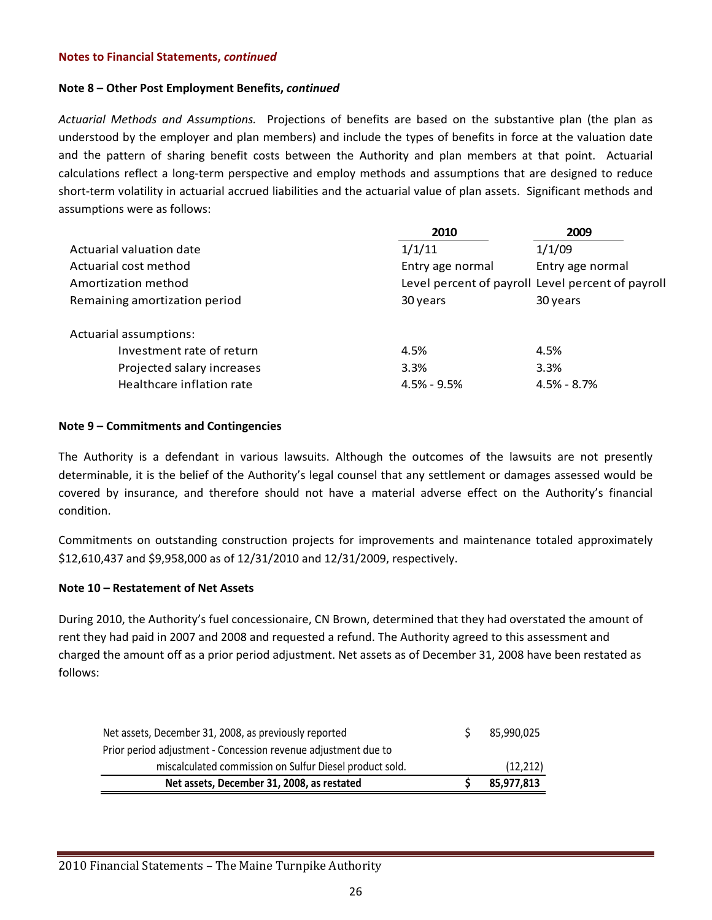**Notes to Financial Statements, *continued***

**Note 8 – Other Post Employment Benefits, *continued***

*Actuarial Methods and Assumptions.* Projections of benefits are based on the substantive plan (the plan as understood by the employer and plan members) and include the types of benefits in force at the valuation date and the pattern of sharing benefit costs between the Authority and plan members at that point. Actuarial calculations reflect a long-term perspective and employ methods and assumptions that are designed to reduce short-term volatility in actuarial accrued liabilities and the actuarial value of plan assets. Significant methods and assumptions were as follows:

| | 2010 | 2009 |
|---|---|---|
| Actuarial valuation date | 1/1/11 | 1/1/09 |
| Actuarial cost method | Entry age normal | Entry age normal |
| Amortization method | Level percent of payroll | Level percent of payroll |
| Remaining amortization period | 30 years | 30 years |
| Actuarial assumptions: | | |
| Investment rate of return | 4.5% | 4.5% |
| Projected salary increases | 3.3% | 3.3% |
| Healthcare inflation rate | 4.5% - 9.5% | 4.5% - 8.7% |

**Note 9 – Commitments and Contingencies**

The Authority is a defendant in various lawsuits. Although the outcomes of the lawsuits are not presently determinable, it is the belief of the Authority's legal counsel that any settlement or damages assessed would be covered by insurance, and therefore should not have a material adverse effect on the Authority's financial condition.

Commitments on outstanding construction projects for improvements and maintenance totaled approximately $12,610,437 and $9,958,000 as of 12/31/2010 and 12/31/2009, respectively.

**Note 10 – Restatement of Net Assets**

During 2010, the Authority's fuel concessionaire, CN Brown, determined that they had overstated the amount of rent they had paid in 2007 and 2008 and requested a refund. The Authority agreed to this assessment and charged the amount off as a prior period adjustment. Net assets as of December 31, 2008 have been restated as follows:

| | | |
|---|---|---|
| Net assets, December 31, 2008, as previously reported | $ | 85,990,025 |
| Prior period adjustment - Concession revenue adjustment due to miscalculated commission on Sulfur Diesel product sold. | | (12,212) |
| **Net assets, December 31, 2008, as restated** | **$** | **85,977,813** |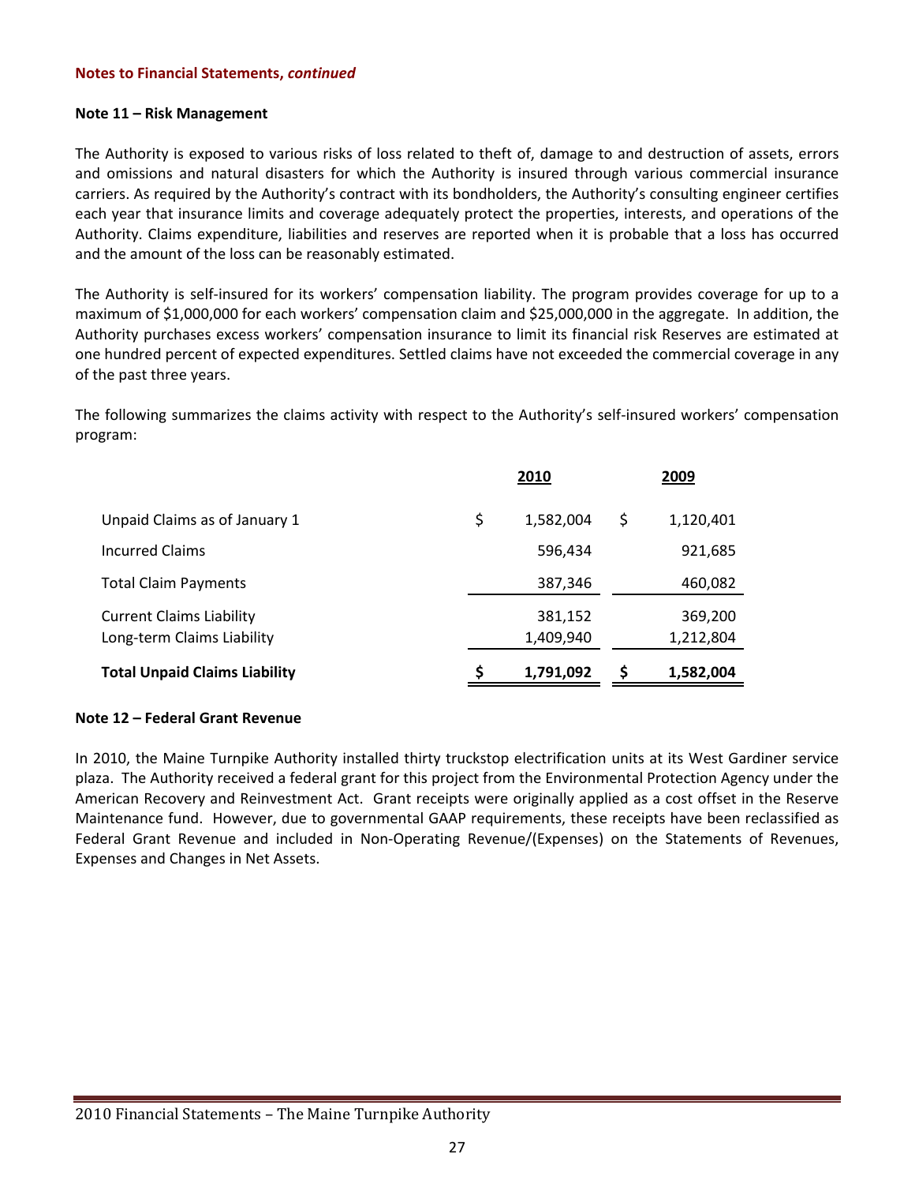**Notes to Financial Statements, *continued***

**Note 11 – Risk Management**

The Authority is exposed to various risks of loss related to theft of, damage to and destruction of assets, errors and omissions and natural disasters for which the Authority is insured through various commercial insurance carriers. As required by the Authority's contract with its bondholders, the Authority's consulting engineer certifies each year that insurance limits and coverage adequately protect the properties, interests, and operations of the Authority. Claims expenditure, liabilities and reserves are reported when it is probable that a loss has occurred and the amount of the loss can be reasonably estimated.

The Authority is self-insured for its workers' compensation liability. The program provides coverage for up to a maximum of $1,000,000 for each workers' compensation claim and $25,000,000 in the aggregate. In addition, the Authority purchases excess workers' compensation insurance to limit its financial risk Reserves are estimated at one hundred percent of expected expenditures. Settled claims have not exceeded the commercial coverage in any of the past three years.

The following summarizes the claims activity with respect to the Authority's self-insured workers' compensation program:

| | 2010 | 2009 |
|---|---|---|
| Unpaid Claims as of January 1 | $ 1,582,004 | $ 1,120,401 |
| Incurred Claims | 596,434 | 921,685 |
| Total Claim Payments | 387,346 | 460,082 |
| Current Claims Liability | 381,152 | 369,200 |
| Long-term Claims Liability | 1,409,940 | 1,212,804 |
| **Total Unpaid Claims Liability** | **$ 1,791,092** | **$ 1,582,004** |

**Note 12 – Federal Grant Revenue**

In 2010, the Maine Turnpike Authority installed thirty truckstop electrification units at its West Gardiner service plaza. The Authority received a federal grant for this project from the Environmental Protection Agency under the American Recovery and Reinvestment Act. Grant receipts were originally applied as a cost offset in the Reserve Maintenance fund. However, due to governmental GAAP requirements, these receipts have been reclassified as Federal Grant Revenue and included in Non-Operating Revenue/(Expenses) on the Statements of Revenues, Expenses and Changes in Net Assets.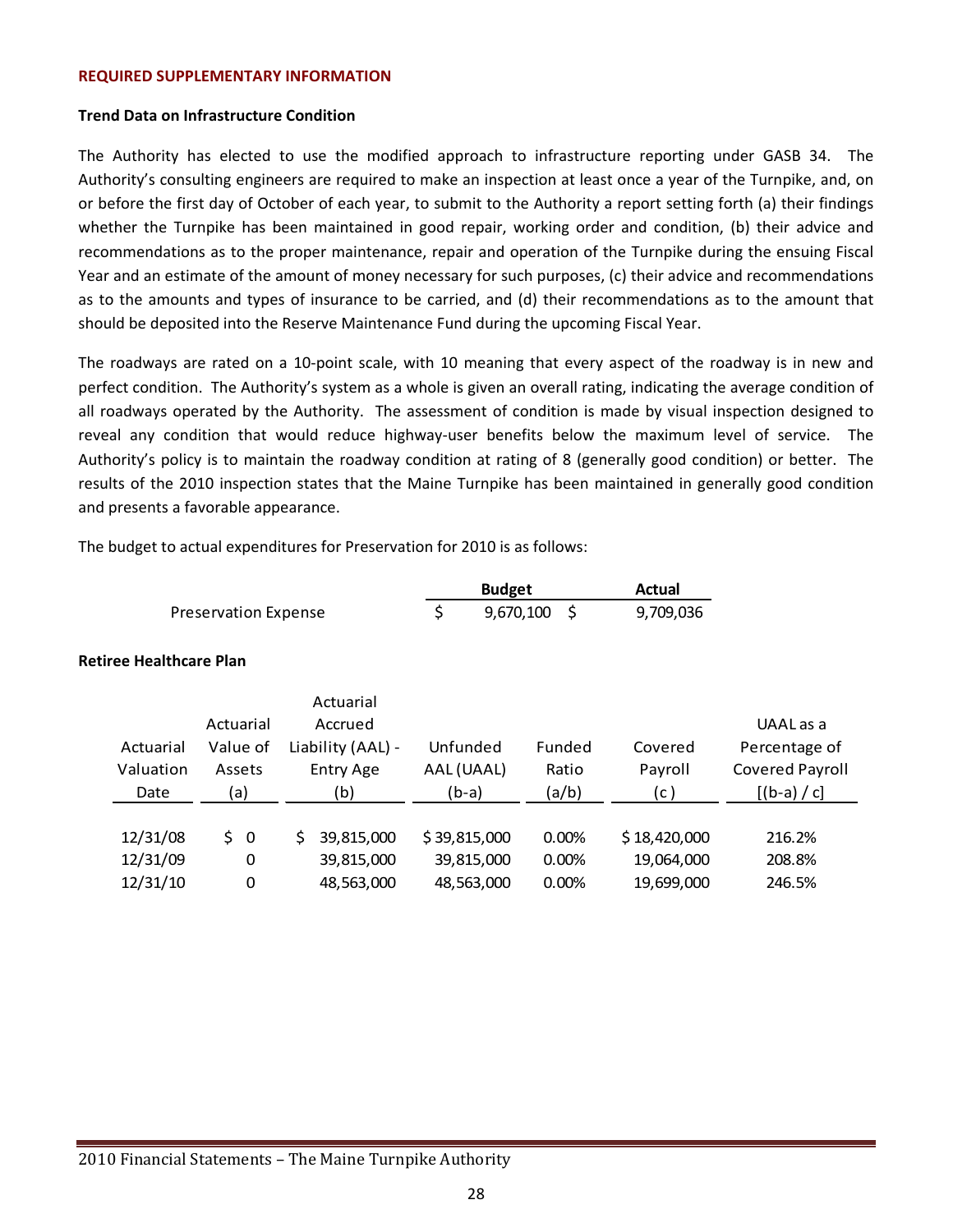## REQUIRED SUPPLEMENTARY INFORMATION

### Trend Data on Infrastructure Condition

The Authority has elected to use the modified approach to infrastructure reporting under GASB 34. The Authority's consulting engineers are required to make an inspection at least once a year of the Turnpike, and, on or before the first day of October of each year, to submit to the Authority a report setting forth (a) their findings whether the Turnpike has been maintained in good repair, working order and condition, (b) their advice and recommendations as to the proper maintenance, repair and operation of the Turnpike during the ensuing Fiscal Year and an estimate of the amount of money necessary for such purposes, (c) their advice and recommendations as to the amounts and types of insurance to be carried, and (d) their recommendations as to the amount that should be deposited into the Reserve Maintenance Fund during the upcoming Fiscal Year.

The roadways are rated on a 10-point scale, with 10 meaning that every aspect of the roadway is in new and perfect condition. The Authority's system as a whole is given an overall rating, indicating the average condition of all roadways operated by the Authority. The assessment of condition is made by visual inspection designed to reveal any condition that would reduce highway-user benefits below the maximum level of service. The Authority's policy is to maintain the roadway condition at rating of 8 (generally good condition) or better. The results of the 2010 inspection states that the Maine Turnpike has been maintained in generally good condition and presents a favorable appearance.

The budget to actual expenditures for Preservation for 2010 is as follows:

| | Budget | Actual |
|---|---|---|
| Preservation Expense | $ 9,670,100 | $ 9,709,036 |

### Retiree Healthcare Plan

| Actuarial Valuation Date | Actuarial Value of Assets (a) | Actuarial Accrued Liability (AAL) - Entry Age (b) | Unfunded AAL (UAAL) (b-a) | Funded Ratio (a/b) | Covered Payroll (c) | UAAL as a Percentage of Covered Payroll [(b-a) / c] |
|---|---|---|---|---|---|---|
| 12/31/08 | $ 0 | $ 39,815,000 | $ 39,815,000 | 0.00% | $ 18,420,000 | 216.2% |
| 12/31/09 | 0 | 39,815,000 | 39,815,000 | 0.00% | 19,064,000 | 208.8% |
| 12/31/10 | 0 | 48,563,000 | 48,563,000 | 0.00% | 19,699,000 | 246.5% |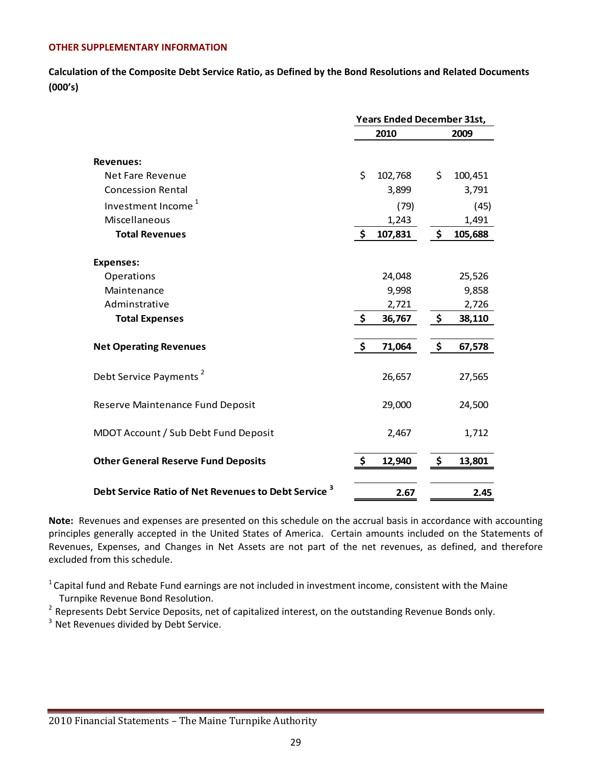### OTHER SUPPLEMENTARY INFORMATION

**Calculation of the Composite Debt Service Ratio, as Defined by the Bond Resolutions and Related Documents (000's)**

| | Years Ended December 31st, | |
|---|---|---|
| | **2010** | **2009** |
| **Revenues:** | | |
| Net Fare Revenue | $ 102,768 | $ 100,451 |
| Concession Rental | 3,899 | 3,791 |
| Investment Income [1] | (79) | (45) |
| Miscellaneous | 1,243 | 1,491 |
| **Total Revenues** | **$ 107,831** | **$ 105,688** |
| **Expenses:** | | |
| Operations | 24,048 | 25,526 |
| Maintenance | 9,998 | 9,858 |
| Adminstrative | 2,721 | 2,726 |
| **Total Expenses** | **$ 36,767** | **$ 38,110** |
| **Net Operating Revenues** | **$ 71,064** | **$ 67,578** |
| Debt Service Payments [2] | 26,657 | 27,565 |
| Reserve Maintenance Fund Deposit | 29,000 | 24,500 |
| MDOT Account / Sub Debt Fund Deposit | 2,467 | 1,712 |
| **Other General Reserve Fund Deposits** | **$ 12,940** | **$ 13,801** |
| **Debt Service Ratio of Net Revenues to Debt Service [3]** | **2.67** | **2.45** |

**Note:** Revenues and expenses are presented on this schedule on the accrual basis in accordance with accounting principles generally accepted in the United States of America. Certain amounts included on the Statements of Revenues, Expenses, and Changes in Net Assets are not part of the net revenues, as defined, and therefore excluded from this schedule.

[1] Capital fund and Rebate Fund earnings are not included in investment income, consistent with the Maine Turnpike Revenue Bond Resolution.

[2] Represents Debt Service Deposits, net of capitalized interest, on the outstanding Revenue Bonds only.

[3] Net Revenues divided by Debt Service.